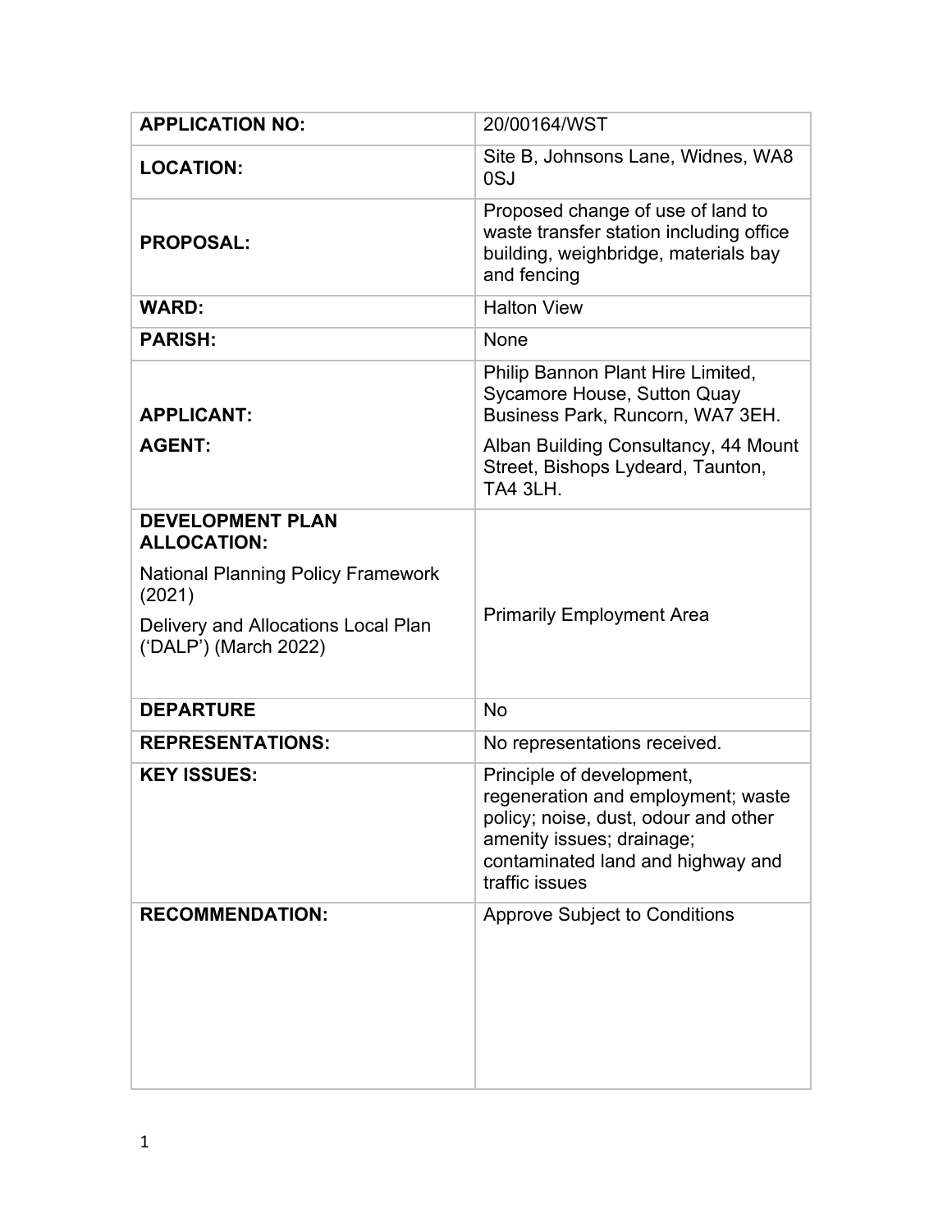| | |
|---|---|
| **APPLICATION NO:** | 20/00164/WST |
| **LOCATION:** | Site B, Johnsons Lane, Widnes, WA8 0SJ |
| **PROPOSAL:** | Proposed change of use of land to waste transfer station including office building, weighbridge, materials bay and fencing |
| **WARD:** | Halton View |
| **PARISH:** | None |
| **APPLICANT:**<br><br>**AGENT:** | Philip Bannon Plant Hire Limited, Sycamore House, Sutton Quay Business Park, Runcorn, WA7 3EH.<br><br>Alban Building Consultancy, 44 Mount Street, Bishops Lydeard, Taunton, TA4 3LH. |
| **DEVELOPMENT PLAN ALLOCATION:**<br><br>National Planning Policy Framework (2021)<br><br>Delivery and Allocations Local Plan ('DALP') (March 2022) | Primarily Employment Area |
| **DEPARTURE** | No |
| **REPRESENTATIONS:** | No representations received. |
| **KEY ISSUES:** | Principle of development, regeneration and employment; waste policy; noise, dust, odour and other amenity issues; drainage; contaminated land and highway and traffic issues |
| **RECOMMENDATION:** | Approve Subject to Conditions |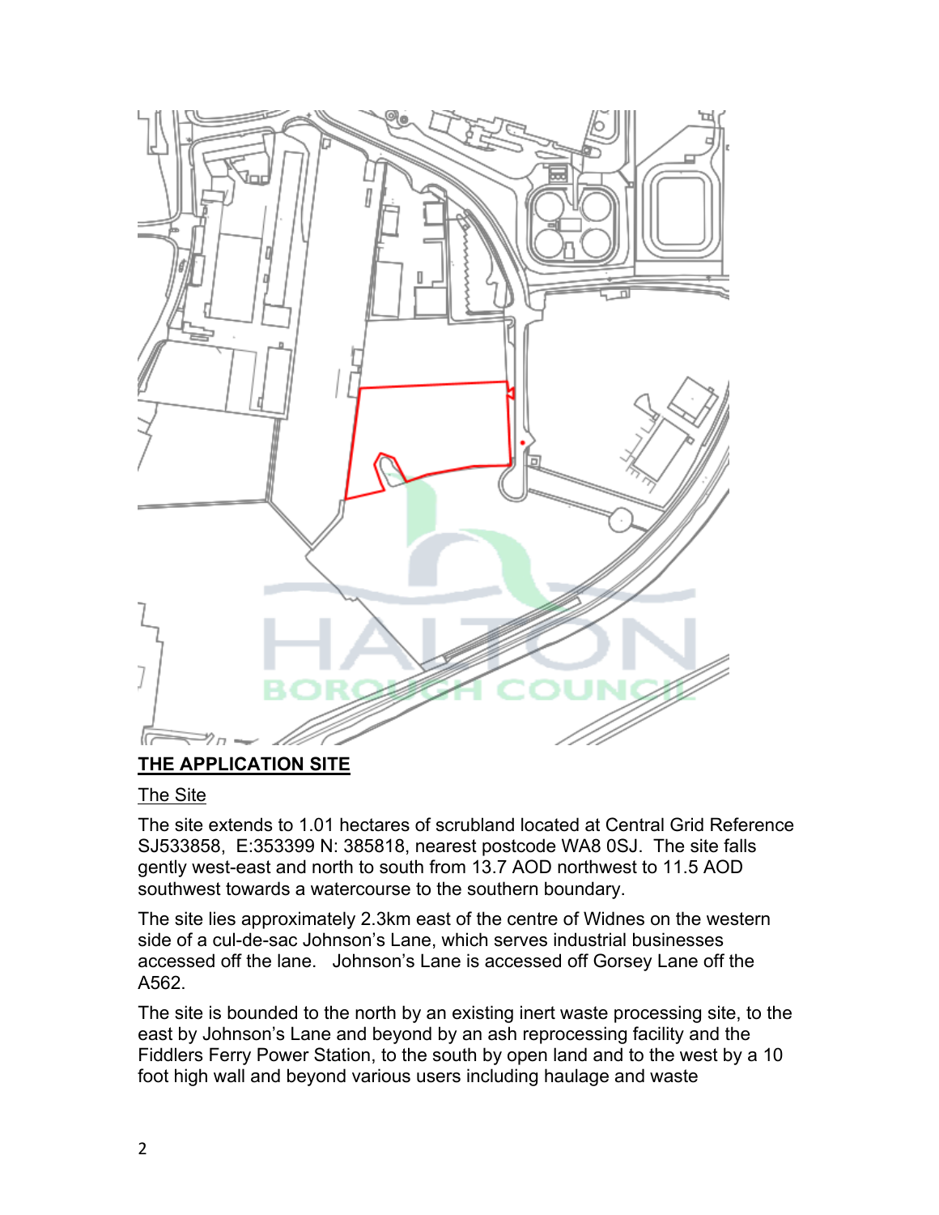**THE APPLICATION SITE**

The Site

The site extends to 1.01 hectares of scrubland located at Central Grid Reference SJ533858, E:353399 N: 385818, nearest postcode WA8 0SJ. The site falls gently west-east and north to south from 13.7 AOD northwest to 11.5 AOD southwest towards a watercourse to the southern boundary.

The site lies approximately 2.3km east of the centre of Widnes on the western side of a cul-de-sac Johnson's Lane, which serves industrial businesses accessed off the lane. Johnson's Lane is accessed off Gorsey Lane off the A562.

The site is bounded to the north by an existing inert waste processing site, to the east by Johnson's Lane and beyond by an ash reprocessing facility and the Fiddlers Ferry Power Station, to the south by open land and to the west by a 10 foot high wall and beyond various users including haulage and waste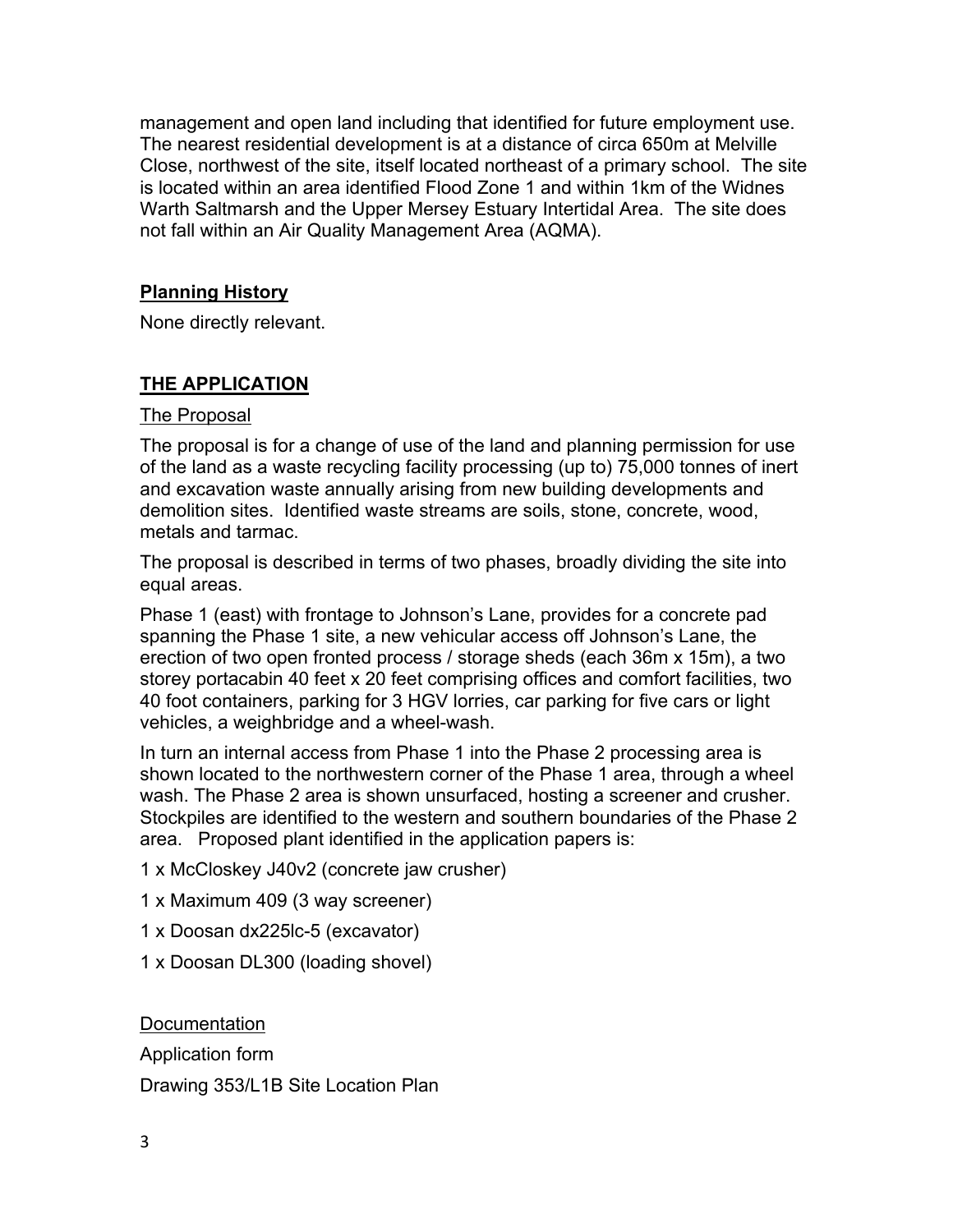management and open land including that identified for future employment use. The nearest residential development is at a distance of circa 650m at Melville Close, northwest of the site, itself located northeast of a primary school. The site is located within an area identified Flood Zone 1 and within 1km of the Widnes Warth Saltmarsh and the Upper Mersey Estuary Intertidal Area. The site does not fall within an Air Quality Management Area (AQMA).

**Planning History**

None directly relevant.

## THE APPLICATION

The Proposal

The proposal is for a change of use of the land and planning permission for use of the land as a waste recycling facility processing (up to) 75,000 tonnes of inert and excavation waste annually arising from new building developments and demolition sites. Identified waste streams are soils, stone, concrete, wood, metals and tarmac.

The proposal is described in terms of two phases, broadly dividing the site into equal areas.

Phase 1 (east) with frontage to Johnson's Lane, provides for a concrete pad spanning the Phase 1 site, a new vehicular access off Johnson's Lane, the erection of two open fronted process / storage sheds (each 36m x 15m), a two storey portacabin 40 feet x 20 feet comprising offices and comfort facilities, two 40 foot containers, parking for 3 HGV lorries, car parking for five cars or light vehicles, a weighbridge and a wheel-wash.

In turn an internal access from Phase 1 into the Phase 2 processing area is shown located to the northwestern corner of the Phase 1 area, through a wheel wash. The Phase 2 area is shown unsurfaced, hosting a screener and crusher. Stockpiles are identified to the western and southern boundaries of the Phase 2 area. Proposed plant identified in the application papers is:

1 x McCloskey J40v2 (concrete jaw crusher)

1 x Maximum 409 (3 way screener)

1 x Doosan dx225lc-5 (excavator)

1 x Doosan DL300 (loading shovel)

Documentation

Application form

Drawing 353/L1B Site Location Plan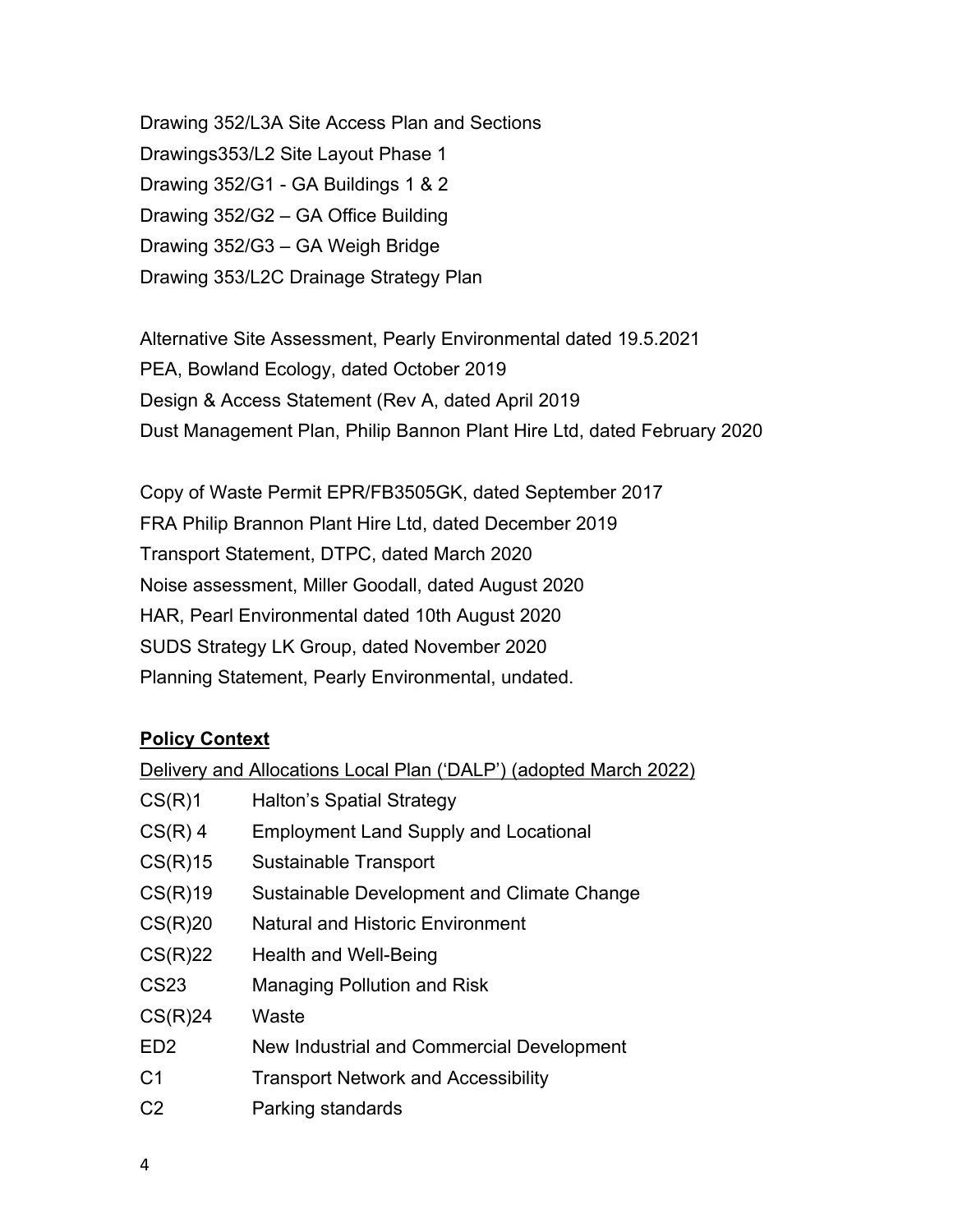Drawing 352/L3A Site Access Plan and Sections
Drawings353/L2 Site Layout Phase 1
Drawing 352/G1 - GA Buildings 1 & 2
Drawing 352/G2 – GA Office Building
Drawing 352/G3 – GA Weigh Bridge
Drawing 353/L2C Drainage Strategy Plan

Alternative Site Assessment, Pearly Environmental dated 19.5.2021
PEA, Bowland Ecology, dated October 2019
Design & Access Statement (Rev A, dated April 2019
Dust Management Plan, Philip Bannon Plant Hire Ltd, dated February 2020

Copy of Waste Permit EPR/FB3505GK, dated September 2017
FRA Philip Brannon Plant Hire Ltd, dated December 2019
Transport Statement, DTPC, dated March 2020
Noise assessment, Miller Goodall, dated August 2020
HAR, Pearl Environmental dated 10th August 2020
SUDS Strategy LK Group, dated November 2020
Planning Statement, Pearly Environmental, undated.

**Policy Context**

Delivery and Allocations Local Plan ('DALP') (adopted March 2022)

| | |
|---|---|
| CS(R)1 | Halton's Spatial Strategy |
| CS(R) 4 | Employment Land Supply and Locational |
| CS(R)15 | Sustainable Transport |
| CS(R)19 | Sustainable Development and Climate Change |
| CS(R)20 | Natural and Historic Environment |
| CS(R)22 | Health and Well-Being |
| CS23 | Managing Pollution and Risk |
| CS(R)24 | Waste |
| ED2 | New Industrial and Commercial Development |
| C1 | Transport Network and Accessibility |
| C2 | Parking standards |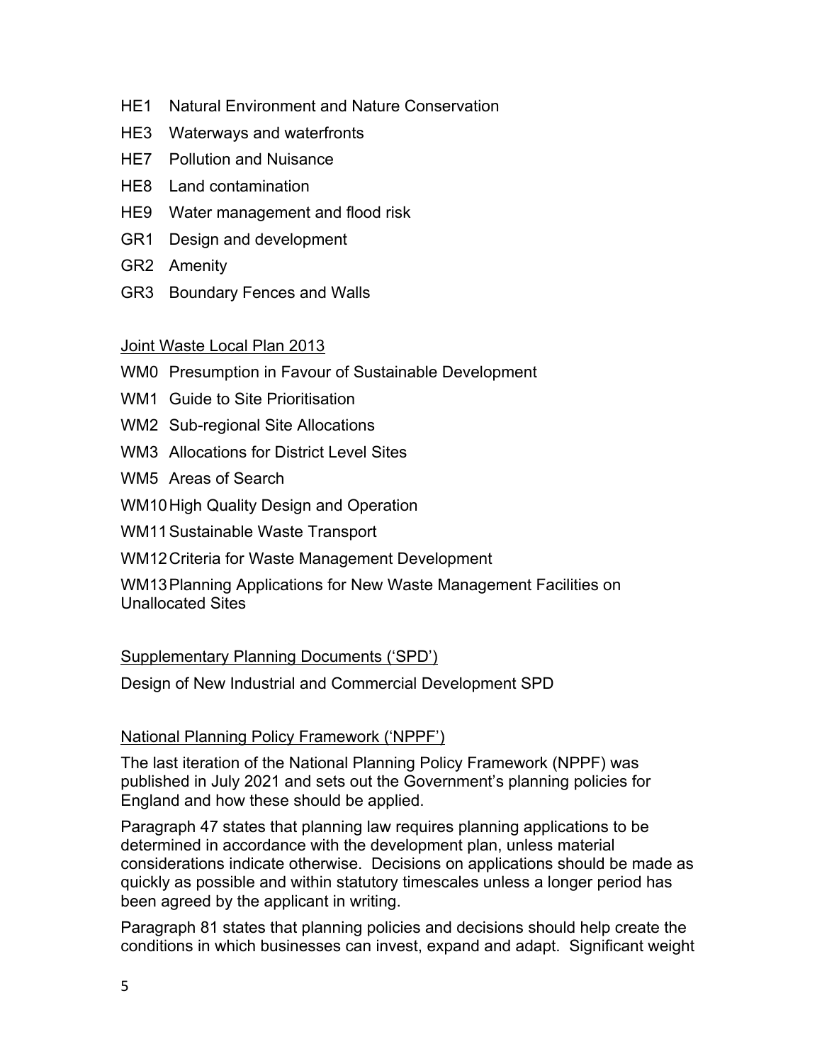HE1 Natural Environment and Nature Conservation

HE3 Waterways and waterfronts

HE7 Pollution and Nuisance

HE8 Land contamination

HE9 Water management and flood risk

GR1 Design and development

GR2 Amenity

GR3 Boundary Fences and Walls

<u>Joint Waste Local Plan 2013</u>

WM0 Presumption in Favour of Sustainable Development

WM1 Guide to Site Prioritisation

WM2 Sub-regional Site Allocations

WM3 Allocations for District Level Sites

WM5 Areas of Search

WM10 High Quality Design and Operation

WM11 Sustainable Waste Transport

WM12 Criteria for Waste Management Development

WM13 Planning Applications for New Waste Management Facilities on Unallocated Sites

<u>Supplementary Planning Documents ('SPD')</u>

Design of New Industrial and Commercial Development SPD

<u>National Planning Policy Framework ('NPPF')</u>

The last iteration of the National Planning Policy Framework (NPPF) was published in July 2021 and sets out the Government's planning policies for England and how these should be applied.

Paragraph 47 states that planning law requires planning applications to be determined in accordance with the development plan, unless material considerations indicate otherwise. Decisions on applications should be made as quickly as possible and within statutory timescales unless a longer period has been agreed by the applicant in writing.

Paragraph 81 states that planning policies and decisions should help create the conditions in which businesses can invest, expand and adapt. Significant weight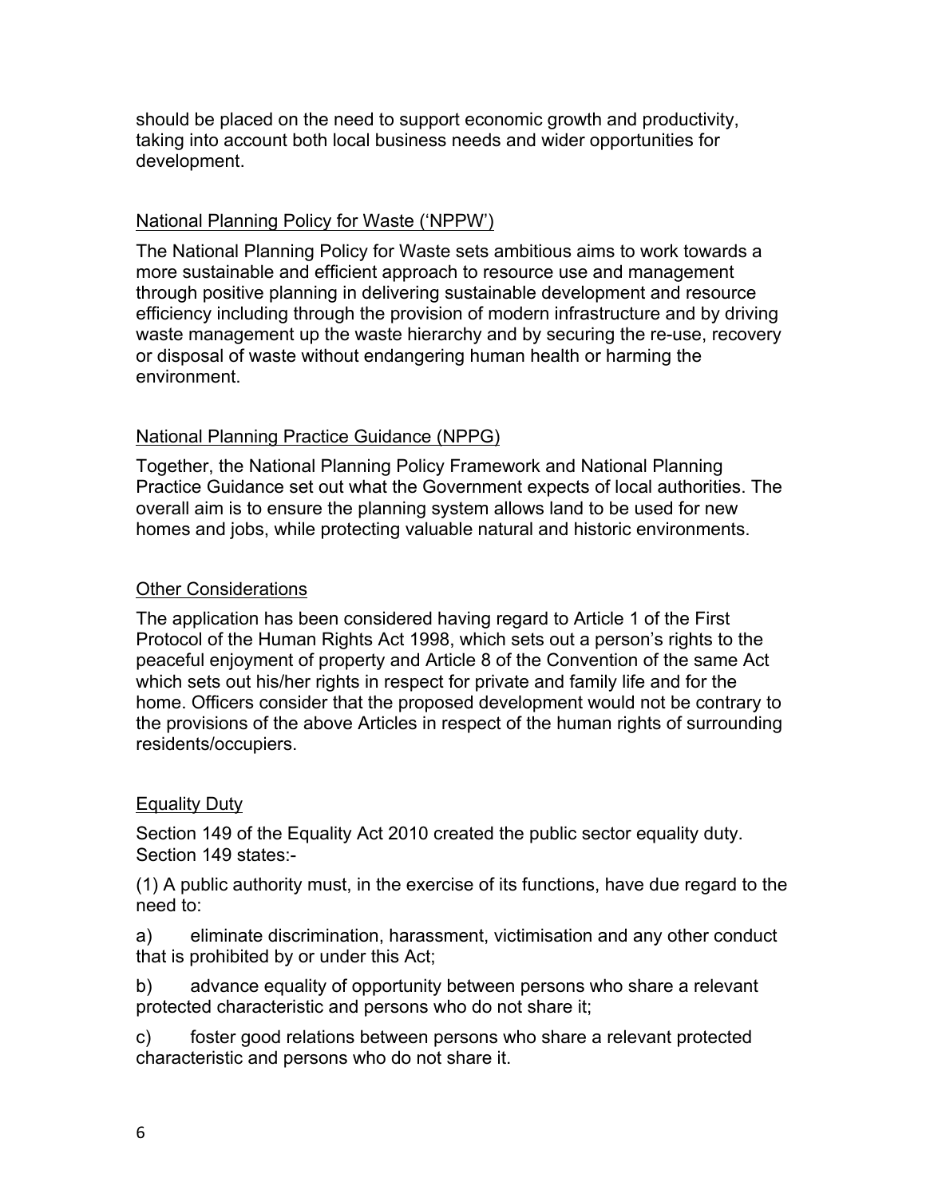should be placed on the need to support economic growth and productivity, taking into account both local business needs and wider opportunities for development.

## National Planning Policy for Waste ('NPPW')

The National Planning Policy for Waste sets ambitious aims to work towards a more sustainable and efficient approach to resource use and management through positive planning in delivering sustainable development and resource efficiency including through the provision of modern infrastructure and by driving waste management up the waste hierarchy and by securing the re-use, recovery or disposal of waste without endangering human health or harming the environment.

## National Planning Practice Guidance (NPPG)

Together, the National Planning Policy Framework and National Planning Practice Guidance set out what the Government expects of local authorities. The overall aim is to ensure the planning system allows land to be used for new homes and jobs, while protecting valuable natural and historic environments.

## Other Considerations

The application has been considered having regard to Article 1 of the First Protocol of the Human Rights Act 1998, which sets out a person's rights to the peaceful enjoyment of property and Article 8 of the Convention of the same Act which sets out his/her rights in respect for private and family life and for the home. Officers consider that the proposed development would not be contrary to the provisions of the above Articles in respect of the human rights of surrounding residents/occupiers.

## Equality Duty

Section 149 of the Equality Act 2010 created the public sector equality duty. Section 149 states:-

(1) A public authority must, in the exercise of its functions, have due regard to the need to:

a) eliminate discrimination, harassment, victimisation and any other conduct that is prohibited by or under this Act;

b) advance equality of opportunity between persons who share a relevant protected characteristic and persons who do not share it;

c) foster good relations between persons who share a relevant protected characteristic and persons who do not share it.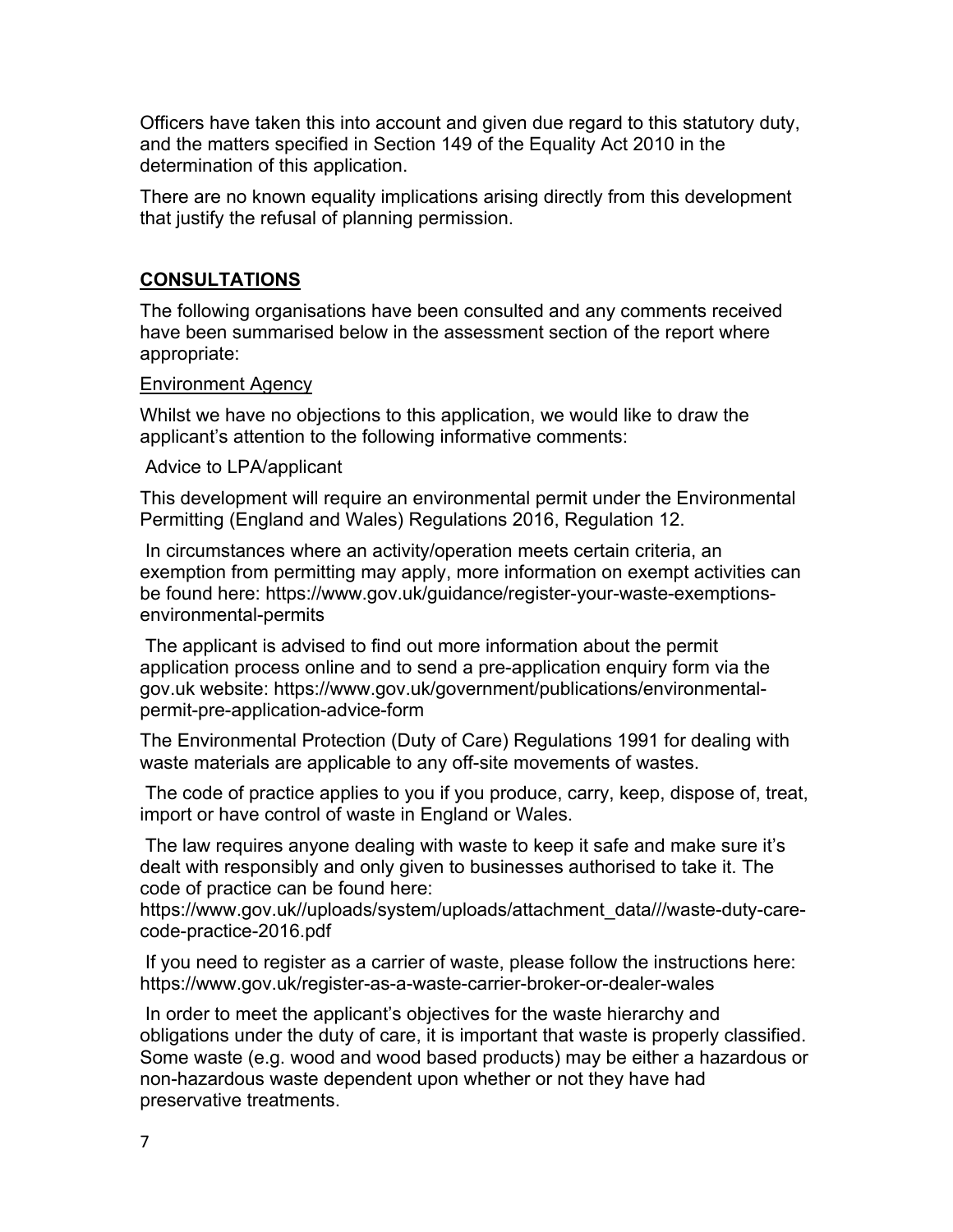Officers have taken this into account and given due regard to this statutory duty, and the matters specified in Section 149 of the Equality Act 2010 in the determination of this application.

There are no known equality implications arising directly from this development that justify the refusal of planning permission.

## CONSULTATIONS

The following organisations have been consulted and any comments received have been summarised below in the assessment section of the report where appropriate:

Environment Agency

Whilst we have no objections to this application, we would like to draw the applicant's attention to the following informative comments:

Advice to LPA/applicant

This development will require an environmental permit under the Environmental Permitting (England and Wales) Regulations 2016, Regulation 12.

In circumstances where an activity/operation meets certain criteria, an exemption from permitting may apply, more information on exempt activities can be found here: https://www.gov.uk/guidance/register-your-waste-exemptions-environmental-permits

The applicant is advised to find out more information about the permit application process online and to send a pre-application enquiry form via the gov.uk website: https://www.gov.uk/government/publications/environmental-permit-pre-application-advice-form

The Environmental Protection (Duty of Care) Regulations 1991 for dealing with waste materials are applicable to any off-site movements of wastes.

The code of practice applies to you if you produce, carry, keep, dispose of, treat, import or have control of waste in England or Wales.

The law requires anyone dealing with waste to keep it safe and make sure it's dealt with responsibly and only given to businesses authorised to take it. The code of practice can be found here: https://www.gov.uk//uploads/system/uploads/attachment_data///waste-duty-care-code-practice-2016.pdf

If you need to register as a carrier of waste, please follow the instructions here: https://www.gov.uk/register-as-a-waste-carrier-broker-or-dealer-wales

In order to meet the applicant's objectives for the waste hierarchy and obligations under the duty of care, it is important that waste is properly classified. Some waste (e.g. wood and wood based products) may be either a hazardous or non-hazardous waste dependent upon whether or not they have had preservative treatments.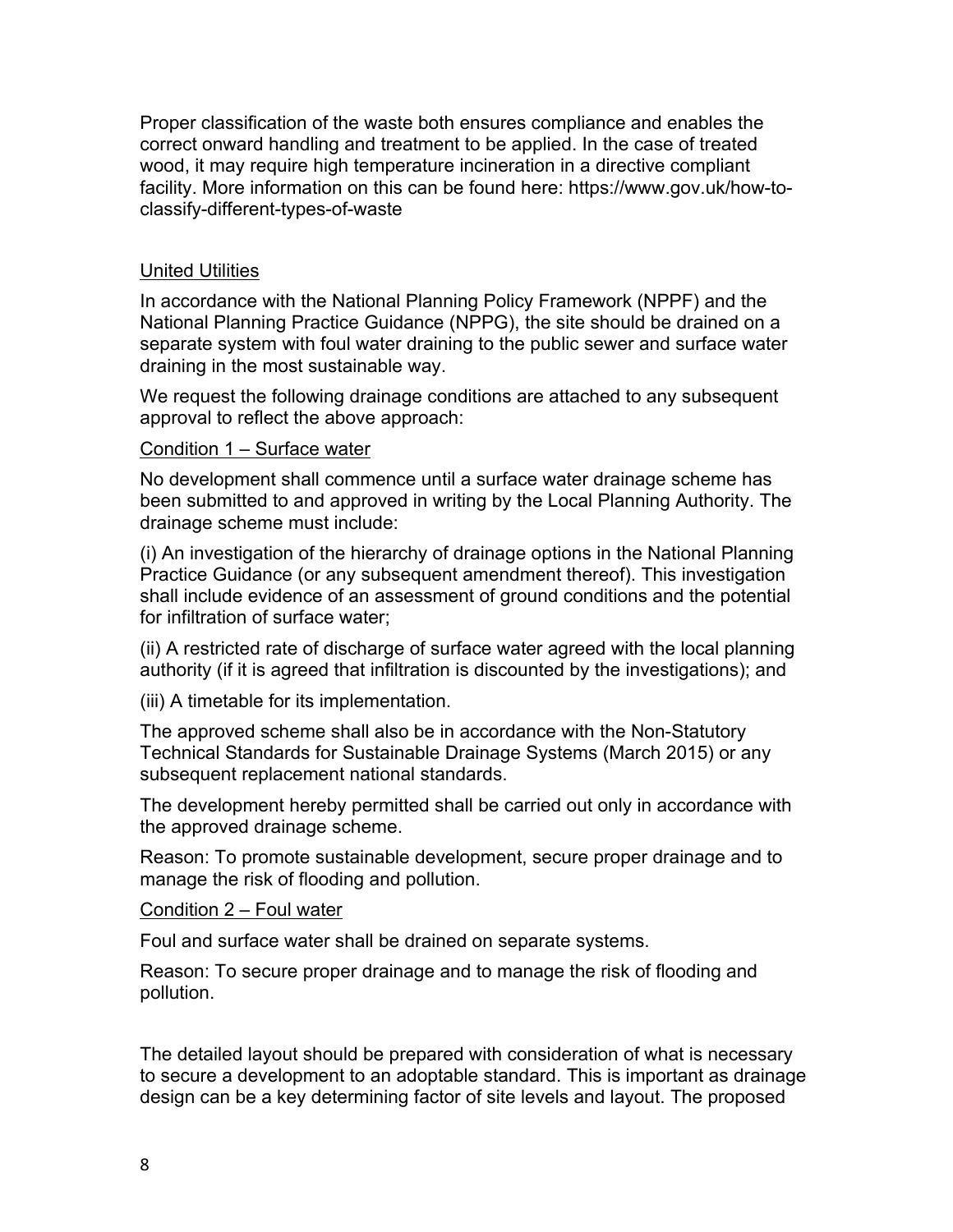Proper classification of the waste both ensures compliance and enables the correct onward handling and treatment to be applied. In the case of treated wood, it may require high temperature incineration in a directive compliant facility. More information on this can be found here: https://www.gov.uk/how-to-classify-different-types-of-waste

United Utilities

In accordance with the National Planning Policy Framework (NPPF) and the National Planning Practice Guidance (NPPG), the site should be drained on a separate system with foul water draining to the public sewer and surface water draining in the most sustainable way.

We request the following drainage conditions are attached to any subsequent approval to reflect the above approach:

Condition 1 – Surface water

No development shall commence until a surface water drainage scheme has been submitted to and approved in writing by the Local Planning Authority. The drainage scheme must include:

(i) An investigation of the hierarchy of drainage options in the National Planning Practice Guidance (or any subsequent amendment thereof). This investigation shall include evidence of an assessment of ground conditions and the potential for infiltration of surface water;

(ii) A restricted rate of discharge of surface water agreed with the local planning authority (if it is agreed that infiltration is discounted by the investigations); and

(iii) A timetable for its implementation.

The approved scheme shall also be in accordance with the Non-Statutory Technical Standards for Sustainable Drainage Systems (March 2015) or any subsequent replacement national standards.

The development hereby permitted shall be carried out only in accordance with the approved drainage scheme.

Reason: To promote sustainable development, secure proper drainage and to manage the risk of flooding and pollution.

Condition 2 – Foul water

Foul and surface water shall be drained on separate systems.

Reason: To secure proper drainage and to manage the risk of flooding and pollution.

The detailed layout should be prepared with consideration of what is necessary to secure a development to an adoptable standard. This is important as drainage design can be a key determining factor of site levels and layout. The proposed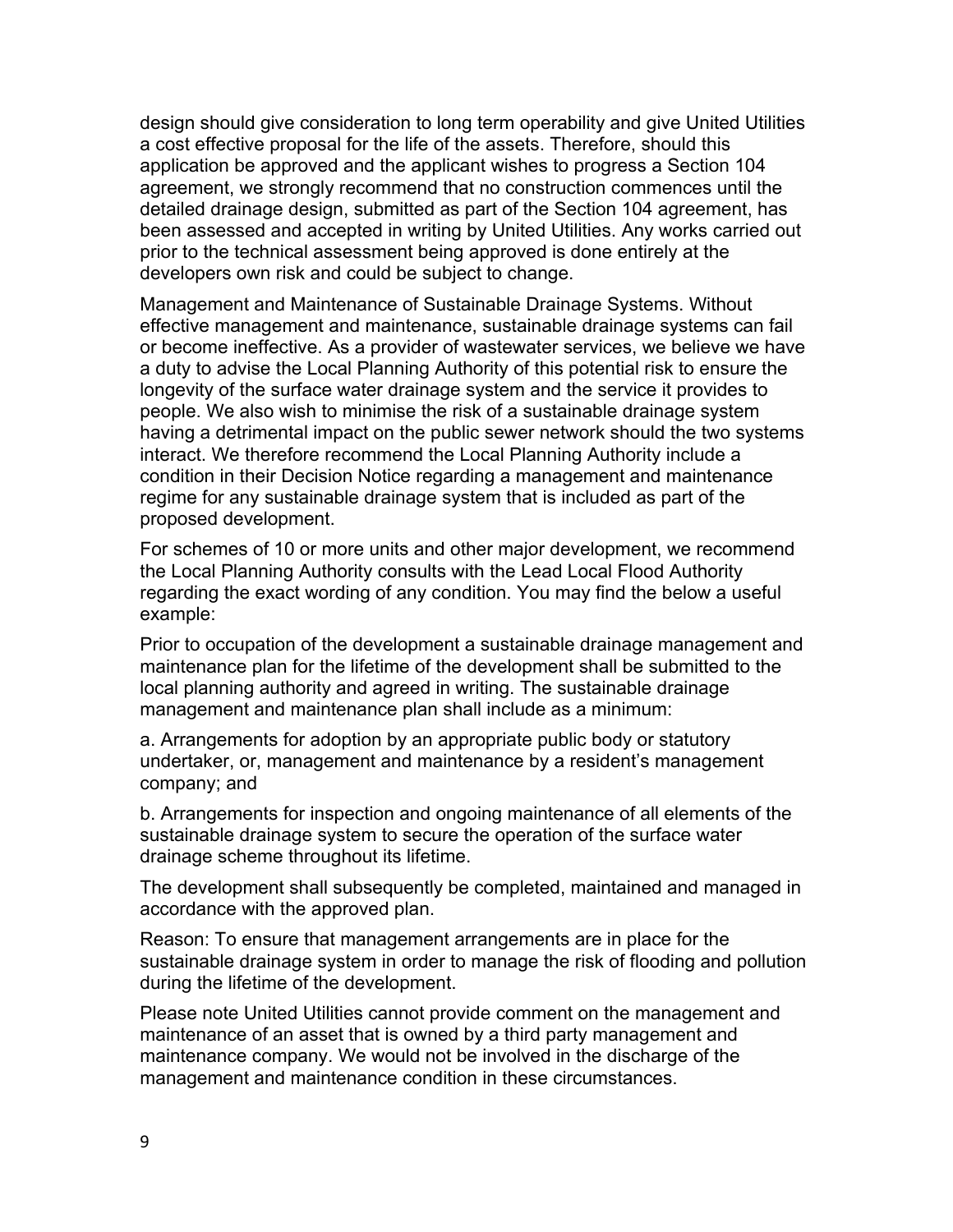design should give consideration to long term operability and give United Utilities a cost effective proposal for the life of the assets. Therefore, should this application be approved and the applicant wishes to progress a Section 104 agreement, we strongly recommend that no construction commences until the detailed drainage design, submitted as part of the Section 104 agreement, has been assessed and accepted in writing by United Utilities. Any works carried out prior to the technical assessment being approved is done entirely at the developers own risk and could be subject to change.

Management and Maintenance of Sustainable Drainage Systems. Without effective management and maintenance, sustainable drainage systems can fail or become ineffective. As a provider of wastewater services, we believe we have a duty to advise the Local Planning Authority of this potential risk to ensure the longevity of the surface water drainage system and the service it provides to people. We also wish to minimise the risk of a sustainable drainage system having a detrimental impact on the public sewer network should the two systems interact. We therefore recommend the Local Planning Authority include a condition in their Decision Notice regarding a management and maintenance regime for any sustainable drainage system that is included as part of the proposed development.

For schemes of 10 or more units and other major development, we recommend the Local Planning Authority consults with the Lead Local Flood Authority regarding the exact wording of any condition. You may find the below a useful example:

Prior to occupation of the development a sustainable drainage management and maintenance plan for the lifetime of the development shall be submitted to the local planning authority and agreed in writing. The sustainable drainage management and maintenance plan shall include as a minimum:

a. Arrangements for adoption by an appropriate public body or statutory undertaker, or, management and maintenance by a resident's management company; and

b. Arrangements for inspection and ongoing maintenance of all elements of the sustainable drainage system to secure the operation of the surface water drainage scheme throughout its lifetime.

The development shall subsequently be completed, maintained and managed in accordance with the approved plan.

Reason: To ensure that management arrangements are in place for the sustainable drainage system in order to manage the risk of flooding and pollution during the lifetime of the development.

Please note United Utilities cannot provide comment on the management and maintenance of an asset that is owned by a third party management and maintenance company. We would not be involved in the discharge of the management and maintenance condition in these circumstances.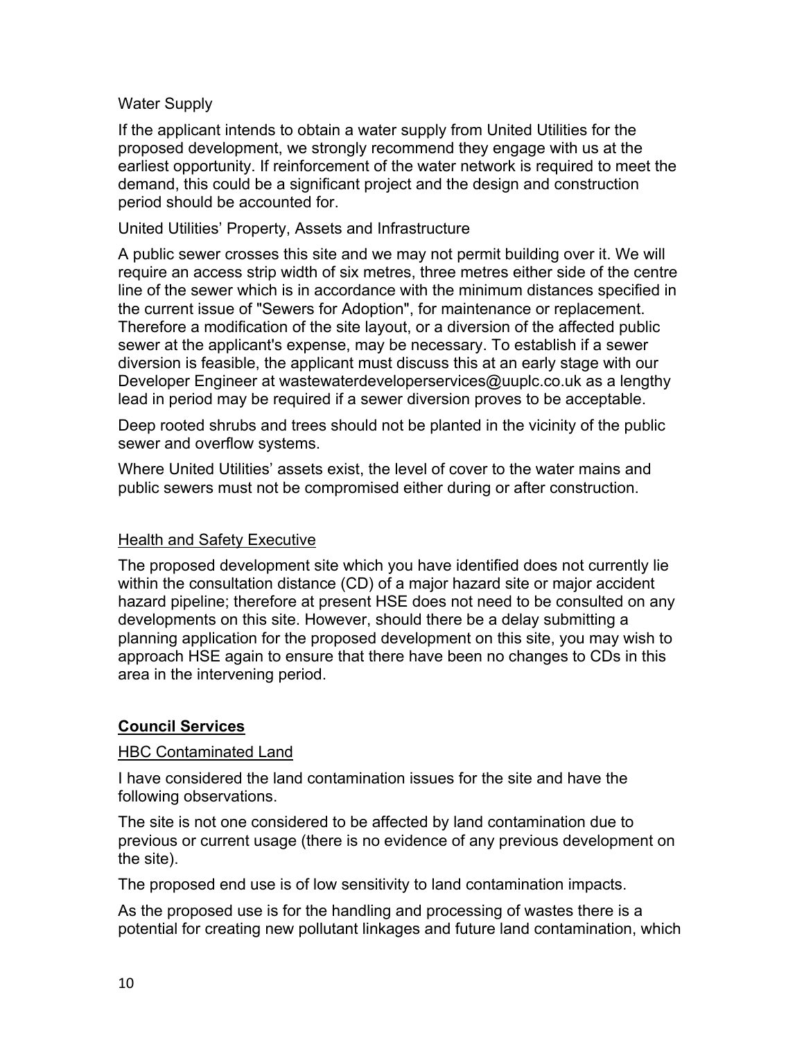Water Supply

If the applicant intends to obtain a water supply from United Utilities for the proposed development, we strongly recommend they engage with us at the earliest opportunity. If reinforcement of the water network is required to meet the demand, this could be a significant project and the design and construction period should be accounted for.

United Utilities' Property, Assets and Infrastructure

A public sewer crosses this site and we may not permit building over it. We will require an access strip width of six metres, three metres either side of the centre line of the sewer which is in accordance with the minimum distances specified in the current issue of "Sewers for Adoption", for maintenance or replacement. Therefore a modification of the site layout, or a diversion of the affected public sewer at the applicant's expense, may be necessary. To establish if a sewer diversion is feasible, the applicant must discuss this at an early stage with our Developer Engineer at wastewaterdeveloperservices@uuplc.co.uk as a lengthy lead in period may be required if a sewer diversion proves to be acceptable.

Deep rooted shrubs and trees should not be planted in the vicinity of the public sewer and overflow systems.

Where United Utilities' assets exist, the level of cover to the water mains and public sewers must not be compromised either during or after construction.

<u>Health and Safety Executive</u>

The proposed development site which you have identified does not currently lie within the consultation distance (CD) of a major hazard site or major accident hazard pipeline; therefore at present HSE does not need to be consulted on any developments on this site. However, should there be a delay submitting a planning application for the proposed development on this site, you may wish to approach HSE again to ensure that there have been no changes to CDs in this area in the intervening period.

## <u>Council Services</u>

<u>HBC Contaminated Land</u>

I have considered the land contamination issues for the site and have the following observations.

The site is not one considered to be affected by land contamination due to previous or current usage (there is no evidence of any previous development on the site).

The proposed end use is of low sensitivity to land contamination impacts.

As the proposed use is for the handling and processing of wastes there is a potential for creating new pollutant linkages and future land contamination, which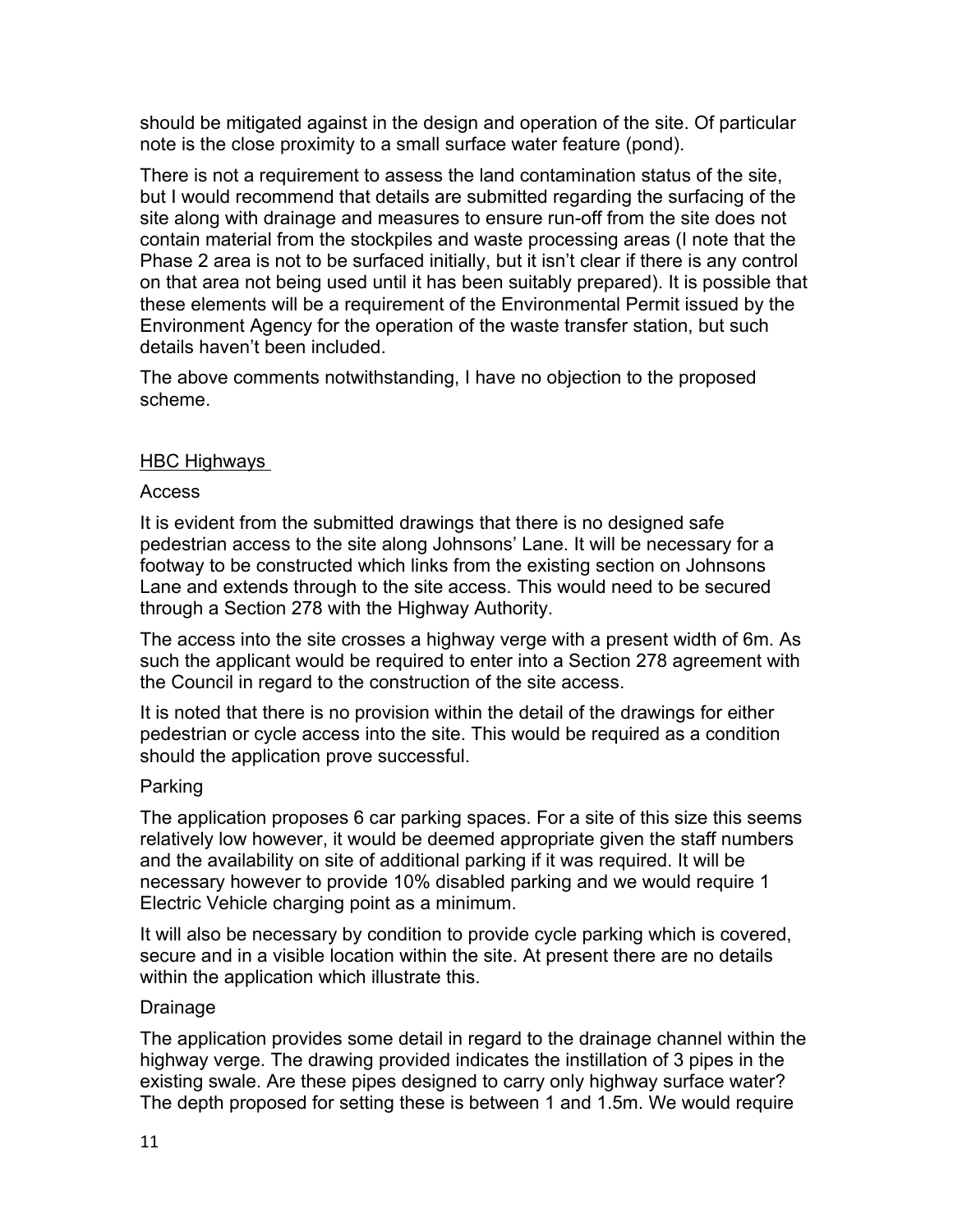should be mitigated against in the design and operation of the site. Of particular note is the close proximity to a small surface water feature (pond).

There is not a requirement to assess the land contamination status of the site, but I would recommend that details are submitted regarding the surfacing of the site along with drainage and measures to ensure run-off from the site does not contain material from the stockpiles and waste processing areas (I note that the Phase 2 area is not to be surfaced initially, but it isn't clear if there is any control on that area not being used until it has been suitably prepared). It is possible that these elements will be a requirement of the Environmental Permit issued by the Environment Agency for the operation of the waste transfer station, but such details haven't been included.

The above comments notwithstanding, I have no objection to the proposed scheme.

HBC Highways

Access

It is evident from the submitted drawings that there is no designed safe pedestrian access to the site along Johnsons' Lane. It will be necessary for a footway to be constructed which links from the existing section on Johnsons Lane and extends through to the site access. This would need to be secured through a Section 278 with the Highway Authority.

The access into the site crosses a highway verge with a present width of 6m. As such the applicant would be required to enter into a Section 278 agreement with the Council in regard to the construction of the site access.

It is noted that there is no provision within the detail of the drawings for either pedestrian or cycle access into the site. This would be required as a condition should the application prove successful.

Parking

The application proposes 6 car parking spaces. For a site of this size this seems relatively low however, it would be deemed appropriate given the staff numbers and the availability on site of additional parking if it was required. It will be necessary however to provide 10% disabled parking and we would require 1 Electric Vehicle charging point as a minimum.

It will also be necessary by condition to provide cycle parking which is covered, secure and in a visible location within the site. At present there are no details within the application which illustrate this.

Drainage

The application provides some detail in regard to the drainage channel within the highway verge. The drawing provided indicates the instillation of 3 pipes in the existing swale. Are these pipes designed to carry only highway surface water? The depth proposed for setting these is between 1 and 1.5m. We would require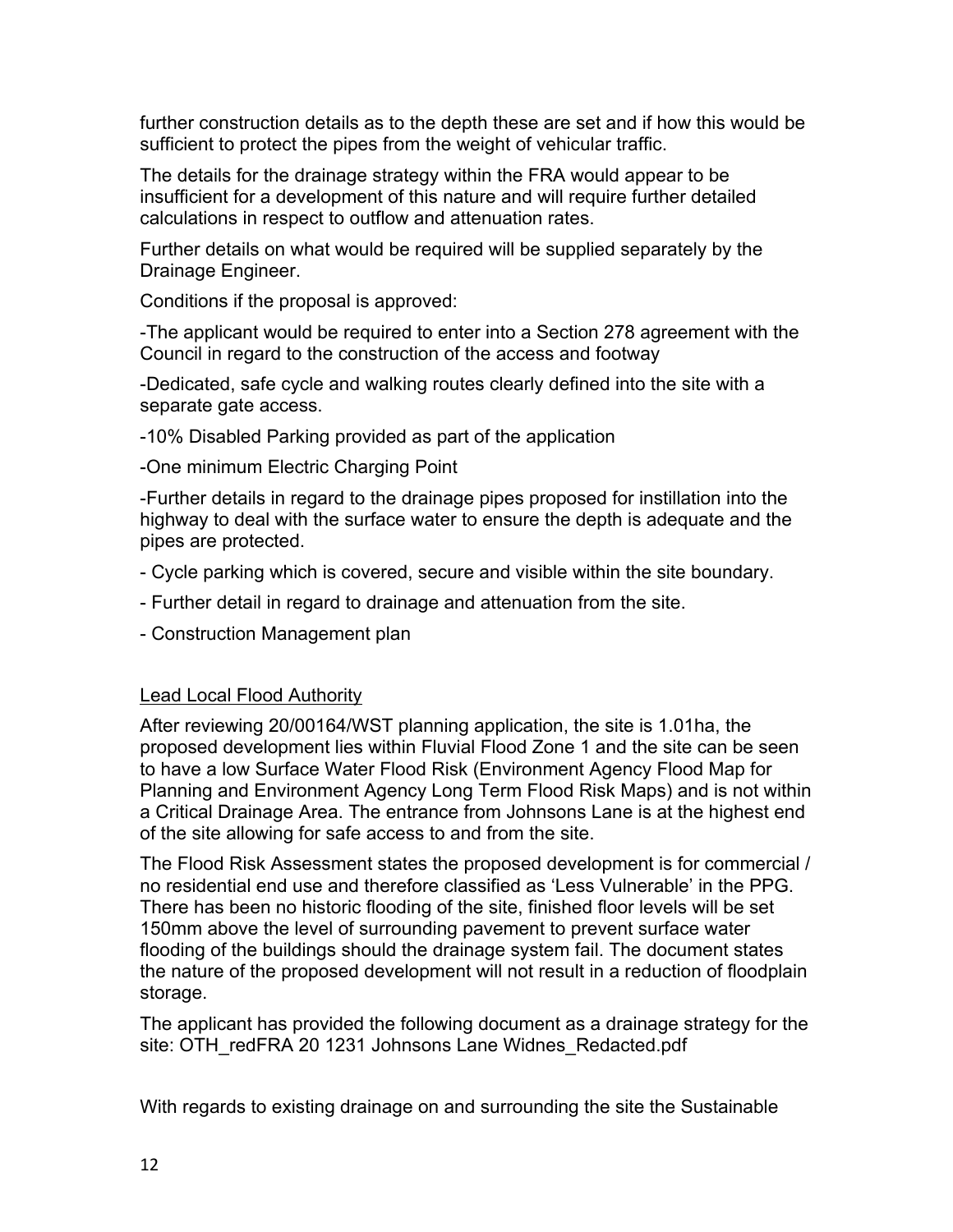further construction details as to the depth these are set and if how this would be sufficient to protect the pipes from the weight of vehicular traffic.

The details for the drainage strategy within the FRA would appear to be insufficient for a development of this nature and will require further detailed calculations in respect to outflow and attenuation rates.

Further details on what would be required will be supplied separately by the Drainage Engineer.

Conditions if the proposal is approved:

-The applicant would be required to enter into a Section 278 agreement with the Council in regard to the construction of the access and footway

-Dedicated, safe cycle and walking routes clearly defined into the site with a separate gate access.

-10% Disabled Parking provided as part of the application

-One minimum Electric Charging Point

-Further details in regard to the drainage pipes proposed for instillation into the highway to deal with the surface water to ensure the depth is adequate and the pipes are protected.

- Cycle parking which is covered, secure and visible within the site boundary.

- Further detail in regard to drainage and attenuation from the site.

- Construction Management plan

<u>Lead Local Flood Authority</u>

After reviewing 20/00164/WST planning application, the site is 1.01ha, the proposed development lies within Fluvial Flood Zone 1 and the site can be seen to have a low Surface Water Flood Risk (Environment Agency Flood Map for Planning and Environment Agency Long Term Flood Risk Maps) and is not within a Critical Drainage Area. The entrance from Johnsons Lane is at the highest end of the site allowing for safe access to and from the site.

The Flood Risk Assessment states the proposed development is for commercial / no residential end use and therefore classified as 'Less Vulnerable' in the PPG. There has been no historic flooding of the site, finished floor levels will be set 150mm above the level of surrounding pavement to prevent surface water flooding of the buildings should the drainage system fail. The document states the nature of the proposed development will not result in a reduction of floodplain storage.

The applicant has provided the following document as a drainage strategy for the site: OTH_redFRA 20 1231 Johnsons Lane Widnes_Redacted.pdf

With regards to existing drainage on and surrounding the site the Sustainable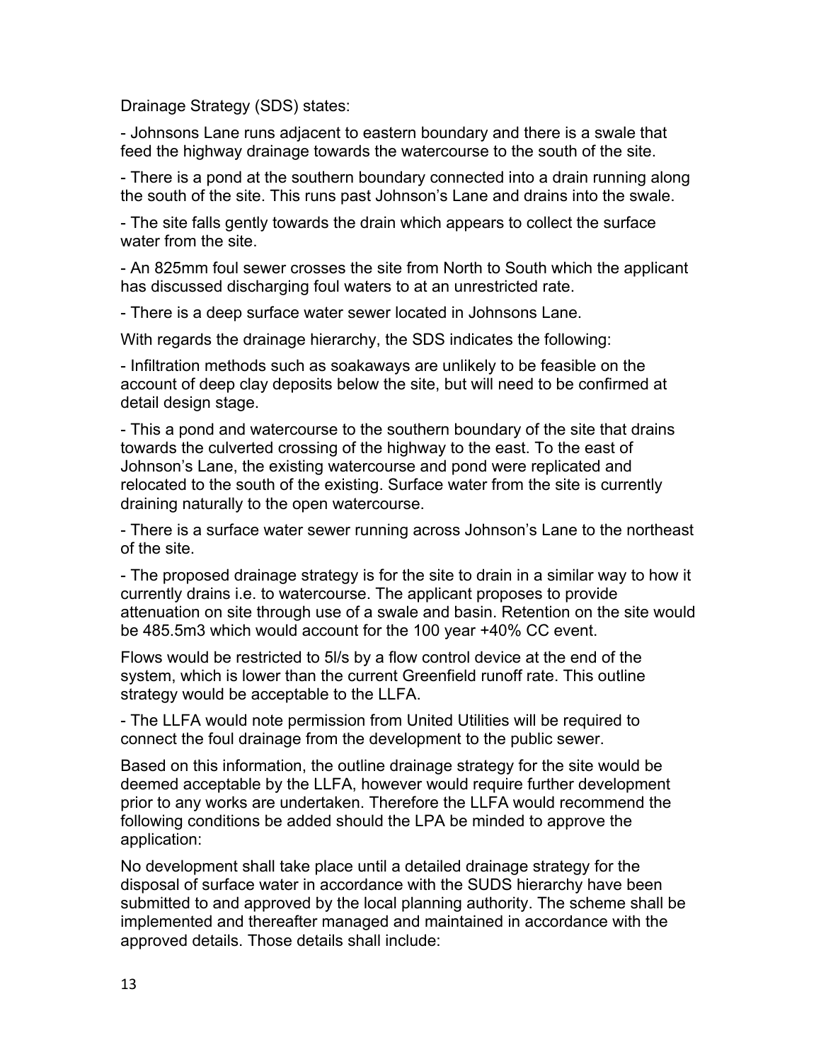Drainage Strategy (SDS) states:

- Johnsons Lane runs adjacent to eastern boundary and there is a swale that feed the highway drainage towards the watercourse to the south of the site.
- There is a pond at the southern boundary connected into a drain running along the south of the site. This runs past Johnson's Lane and drains into the swale.
- The site falls gently towards the drain which appears to collect the surface water from the site.
- An 825mm foul sewer crosses the site from North to South which the applicant has discussed discharging foul waters to at an unrestricted rate.
- There is a deep surface water sewer located in Johnsons Lane.

With regards the drainage hierarchy, the SDS indicates the following:

- Infiltration methods such as soakaways are unlikely to be feasible on the account of deep clay deposits below the site, but will need to be confirmed at detail design stage.
- This a pond and watercourse to the southern boundary of the site that drains towards the culverted crossing of the highway to the east. To the east of Johnson's Lane, the existing watercourse and pond were replicated and relocated to the south of the existing. Surface water from the site is currently draining naturally to the open watercourse.
- There is a surface water sewer running across Johnson's Lane to the northeast of the site.
- The proposed drainage strategy is for the site to drain in a similar way to how it currently drains i.e. to watercourse. The applicant proposes to provide attenuation on site through use of a swale and basin. Retention on the site would be 485.5m3 which would account for the 100 year +40% CC event.

Flows would be restricted to 5l/s by a flow control device at the end of the system, which is lower than the current Greenfield runoff rate. This outline strategy would be acceptable to the LLFA.

- The LLFA would note permission from United Utilities will be required to connect the foul drainage from the development to the public sewer.

Based on this information, the outline drainage strategy for the site would be deemed acceptable by the LLFA, however would require further development prior to any works are undertaken. Therefore the LLFA would recommend the following conditions be added should the LPA be minded to approve the application:

No development shall take place until a detailed drainage strategy for the disposal of surface water in accordance with the SUDS hierarchy have been submitted to and approved by the local planning authority. The scheme shall be implemented and thereafter managed and maintained in accordance with the approved details. Those details shall include: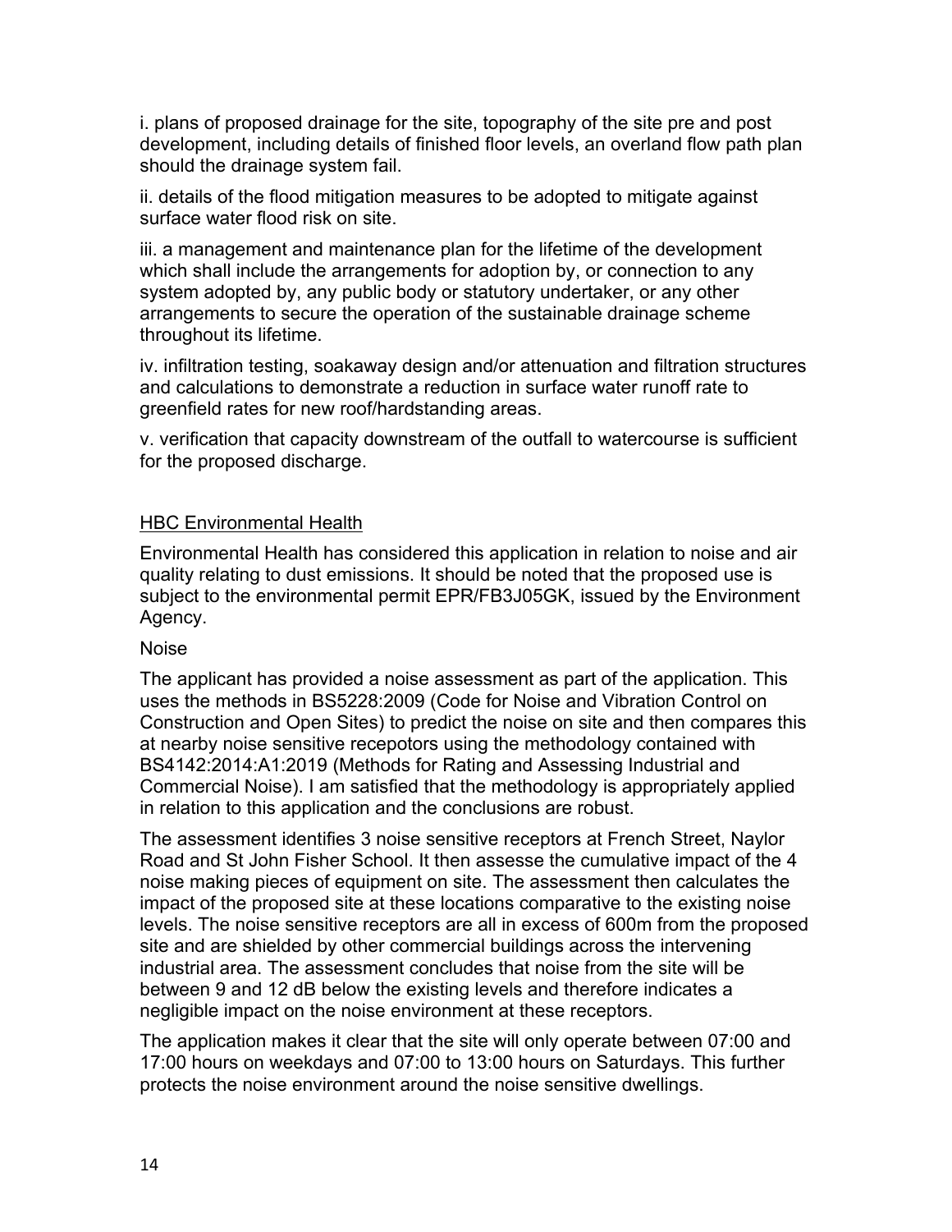i. plans of proposed drainage for the site, topography of the site pre and post development, including details of finished floor levels, an overland flow path plan should the drainage system fail.

ii. details of the flood mitigation measures to be adopted to mitigate against surface water flood risk on site.

iii. a management and maintenance plan for the lifetime of the development which shall include the arrangements for adoption by, or connection to any system adopted by, any public body or statutory undertaker, or any other arrangements to secure the operation of the sustainable drainage scheme throughout its lifetime.

iv. infiltration testing, soakaway design and/or attenuation and filtration structures and calculations to demonstrate a reduction in surface water runoff rate to greenfield rates for new roof/hardstanding areas.

v. verification that capacity downstream of the outfall to watercourse is sufficient for the proposed discharge.

<u>HBC Environmental Health</u>

Environmental Health has considered this application in relation to noise and air quality relating to dust emissions. It should be noted that the proposed use is subject to the environmental permit EPR/FB3J05GK, issued by the Environment Agency.

Noise

The applicant has provided a noise assessment as part of the application. This uses the methods in BS5228:2009 (Code for Noise and Vibration Control on Construction and Open Sites) to predict the noise on site and then compares this at nearby noise sensitive recepotors using the methodology contained with BS4142:2014:A1:2019 (Methods for Rating and Assessing Industrial and Commercial Noise). I am satisfied that the methodology is appropriately applied in relation to this application and the conclusions are robust.

The assessment identifies 3 noise sensitive receptors at French Street, Naylor Road and St John Fisher School. It then assesse the cumulative impact of the 4 noise making pieces of equipment on site. The assessment then calculates the impact of the proposed site at these locations comparative to the existing noise levels. The noise sensitive receptors are all in excess of 600m from the proposed site and are shielded by other commercial buildings across the intervening industrial area. The assessment concludes that noise from the site will be between 9 and 12 dB below the existing levels and therefore indicates a negligible impact on the noise environment at these receptors.

The application makes it clear that the site will only operate between 07:00 and 17:00 hours on weekdays and 07:00 to 13:00 hours on Saturdays. This further protects the noise environment around the noise sensitive dwellings.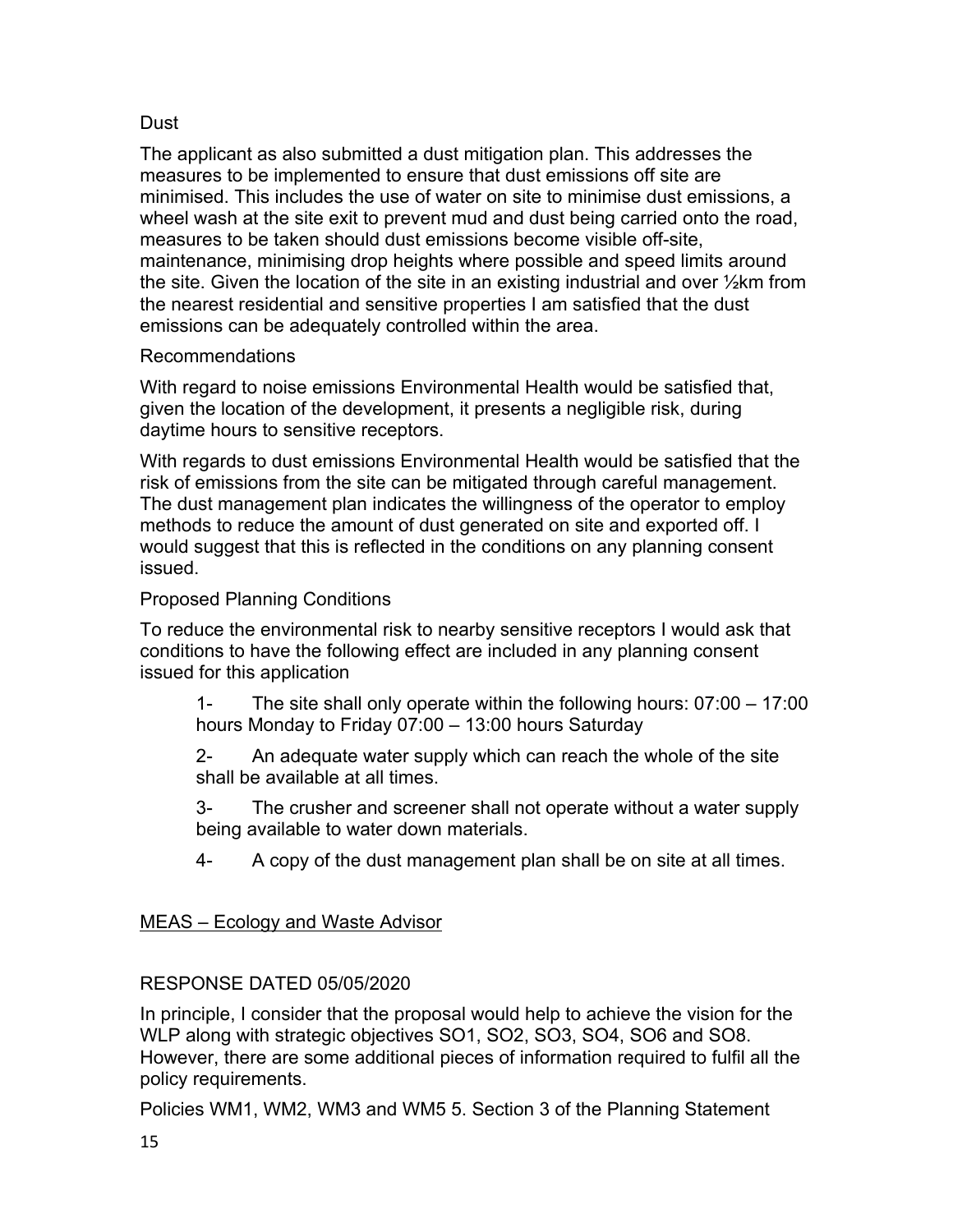Dust

The applicant as also submitted a dust mitigation plan. This addresses the measures to be implemented to ensure that dust emissions off site are minimised. This includes the use of water on site to minimise dust emissions, a wheel wash at the site exit to prevent mud and dust being carried onto the road, measures to be taken should dust emissions become visible off-site, maintenance, minimising drop heights where possible and speed limits around the site. Given the location of the site in an existing industrial and over ½km from the nearest residential and sensitive properties I am satisfied that the dust emissions can be adequately controlled within the area.

Recommendations

With regard to noise emissions Environmental Health would be satisfied that, given the location of the development, it presents a negligible risk, during daytime hours to sensitive receptors.

With regards to dust emissions Environmental Health would be satisfied that the risk of emissions from the site can be mitigated through careful management. The dust management plan indicates the willingness of the operator to employ methods to reduce the amount of dust generated on site and exported off. I would suggest that this is reflected in the conditions on any planning consent issued.

Proposed Planning Conditions

To reduce the environmental risk to nearby sensitive receptors I would ask that conditions to have the following effect are included in any planning consent issued for this application

1- The site shall only operate within the following hours: 07:00 – 17:00 hours Monday to Friday 07:00 – 13:00 hours Saturday

2- An adequate water supply which can reach the whole of the site shall be available at all times.

3- The crusher and screener shall not operate without a water supply being available to water down materials.

4- A copy of the dust management plan shall be on site at all times.

<u>MEAS – Ecology and Waste Advisor</u>

RESPONSE DATED 05/05/2020

In principle, I consider that the proposal would help to achieve the vision for the WLP along with strategic objectives SO1, SO2, SO3, SO4, SO6 and SO8. However, there are some additional pieces of information required to fulfil all the policy requirements.

Policies WM1, WM2, WM3 and WM5 5. Section 3 of the Planning Statement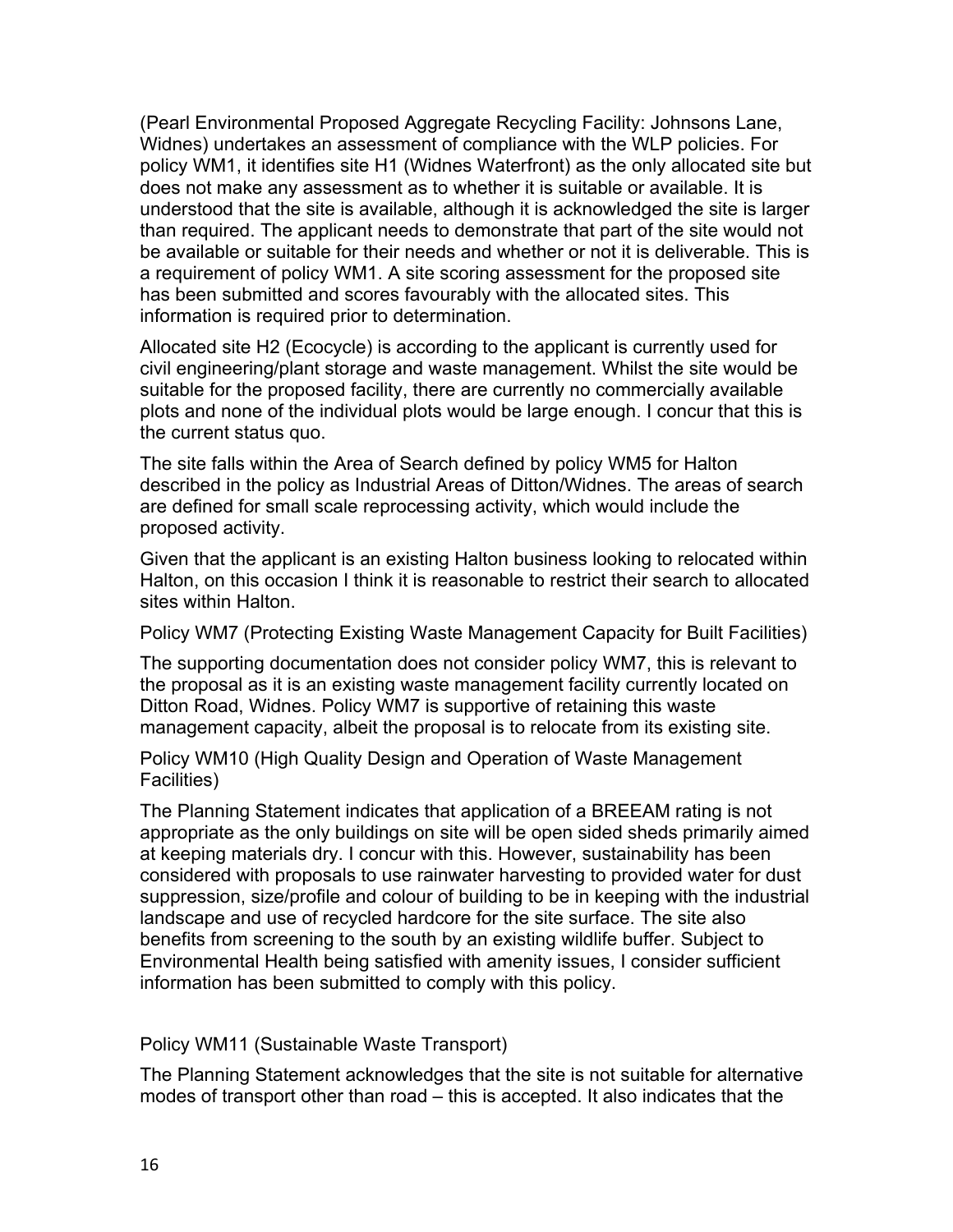(Pearl Environmental Proposed Aggregate Recycling Facility: Johnsons Lane, Widnes) undertakes an assessment of compliance with the WLP policies. For policy WM1, it identifies site H1 (Widnes Waterfront) as the only allocated site but does not make any assessment as to whether it is suitable or available. It is understood that the site is available, although it is acknowledged the site is larger than required. The applicant needs to demonstrate that part of the site would not be available or suitable for their needs and whether or not it is deliverable. This is a requirement of policy WM1. A site scoring assessment for the proposed site has been submitted and scores favourably with the allocated sites. This information is required prior to determination.

Allocated site H2 (Ecocycle) is according to the applicant is currently used for civil engineering/plant storage and waste management. Whilst the site would be suitable for the proposed facility, there are currently no commercially available plots and none of the individual plots would be large enough. I concur that this is the current status quo.

The site falls within the Area of Search defined by policy WM5 for Halton described in the policy as Industrial Areas of Ditton/Widnes. The areas of search are defined for small scale reprocessing activity, which would include the proposed activity.

Given that the applicant is an existing Halton business looking to relocated within Halton, on this occasion I think it is reasonable to restrict their search to allocated sites within Halton.

Policy WM7 (Protecting Existing Waste Management Capacity for Built Facilities)

The supporting documentation does not consider policy WM7, this is relevant to the proposal as it is an existing waste management facility currently located on Ditton Road, Widnes. Policy WM7 is supportive of retaining this waste management capacity, albeit the proposal is to relocate from its existing site.

Policy WM10 (High Quality Design and Operation of Waste Management Facilities)

The Planning Statement indicates that application of a BREEAM rating is not appropriate as the only buildings on site will be open sided sheds primarily aimed at keeping materials dry. I concur with this. However, sustainability has been considered with proposals to use rainwater harvesting to provided water for dust suppression, size/profile and colour of building to be in keeping with the industrial landscape and use of recycled hardcore for the site surface. The site also benefits from screening to the south by an existing wildlife buffer. Subject to Environmental Health being satisfied with amenity issues, I consider sufficient information has been submitted to comply with this policy.

Policy WM11 (Sustainable Waste Transport)

The Planning Statement acknowledges that the site is not suitable for alternative modes of transport other than road – this is accepted. It also indicates that the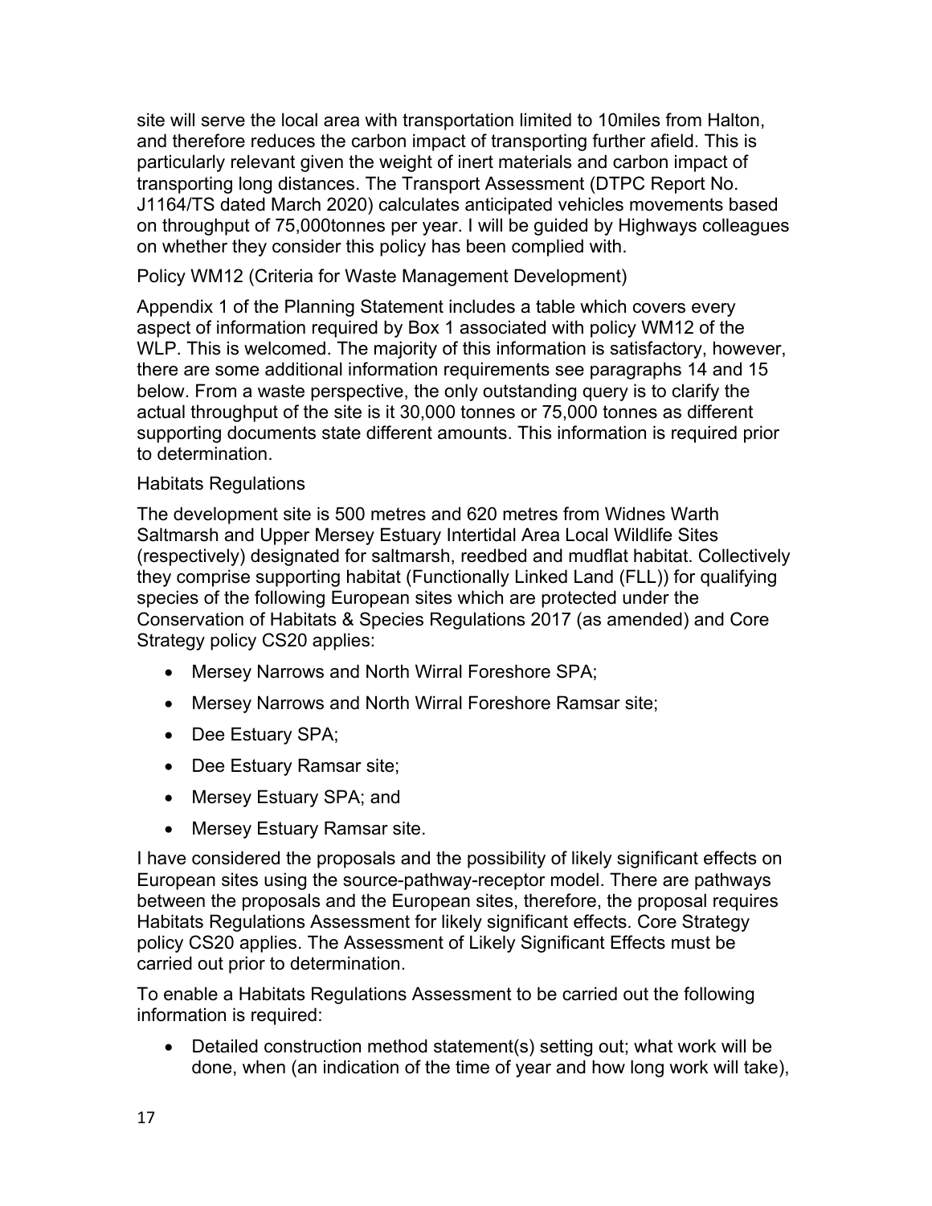site will serve the local area with transportation limited to 10miles from Halton, and therefore reduces the carbon impact of transporting further afield. This is particularly relevant given the weight of inert materials and carbon impact of transporting long distances. The Transport Assessment (DTPC Report No. J1164/TS dated March 2020) calculates anticipated vehicles movements based on throughput of 75,000tonnes per year. I will be guided by Highways colleagues on whether they consider this policy has been complied with.

Policy WM12 (Criteria for Waste Management Development)

Appendix 1 of the Planning Statement includes a table which covers every aspect of information required by Box 1 associated with policy WM12 of the WLP. This is welcomed. The majority of this information is satisfactory, however, there are some additional information requirements see paragraphs 14 and 15 below. From a waste perspective, the only outstanding query is to clarify the actual throughput of the site is it 30,000 tonnes or 75,000 tonnes as different supporting documents state different amounts. This information is required prior to determination.

Habitats Regulations

The development site is 500 metres and 620 metres from Widnes Warth Saltmarsh and Upper Mersey Estuary Intertidal Area Local Wildlife Sites (respectively) designated for saltmarsh, reedbed and mudflat habitat. Collectively they comprise supporting habitat (Functionally Linked Land (FLL)) for qualifying species of the following European sites which are protected under the Conservation of Habitats & Species Regulations 2017 (as amended) and Core Strategy policy CS20 applies:

- Mersey Narrows and North Wirral Foreshore SPA;
- Mersey Narrows and North Wirral Foreshore Ramsar site;
- Dee Estuary SPA;
- Dee Estuary Ramsar site;
- Mersey Estuary SPA; and
- Mersey Estuary Ramsar site.

I have considered the proposals and the possibility of likely significant effects on European sites using the source-pathway-receptor model. There are pathways between the proposals and the European sites, therefore, the proposal requires Habitats Regulations Assessment for likely significant effects. Core Strategy policy CS20 applies. The Assessment of Likely Significant Effects must be carried out prior to determination.

To enable a Habitats Regulations Assessment to be carried out the following information is required:

- Detailed construction method statement(s) setting out; what work will be done, when (an indication of the time of year and how long work will take),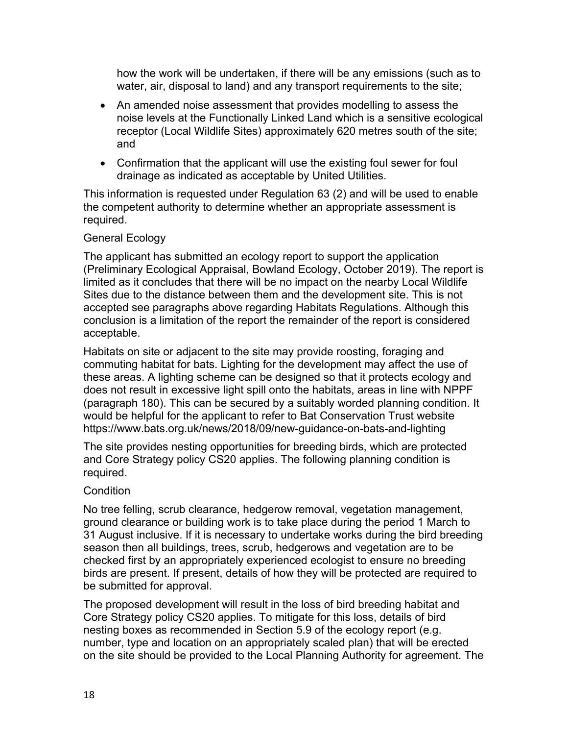how the work will be undertaken, if there will be any emissions (such as to water, air, disposal to land) and any transport requirements to the site;

- An amended noise assessment that provides modelling to assess the noise levels at the Functionally Linked Land which is a sensitive ecological receptor (Local Wildlife Sites) approximately 620 metres south of the site; and
- Confirmation that the applicant will use the existing foul sewer for foul drainage as indicated as acceptable by United Utilities.

This information is requested under Regulation 63 (2) and will be used to enable the competent authority to determine whether an appropriate assessment is required.

General Ecology

The applicant has submitted an ecology report to support the application (Preliminary Ecological Appraisal, Bowland Ecology, October 2019). The report is limited as it concludes that there will be no impact on the nearby Local Wildlife Sites due to the distance between them and the development site. This is not accepted see paragraphs above regarding Habitats Regulations. Although this conclusion is a limitation of the report the remainder of the report is considered acceptable.

Habitats on site or adjacent to the site may provide roosting, foraging and commuting habitat for bats. Lighting for the development may affect the use of these areas. A lighting scheme can be designed so that it protects ecology and does not result in excessive light spill onto the habitats, areas in line with NPPF (paragraph 180). This can be secured by a suitably worded planning condition. It would be helpful for the applicant to refer to Bat Conservation Trust website https://www.bats.org.uk/news/2018/09/new-guidance-on-bats-and-lighting

The site provides nesting opportunities for breeding birds, which are protected and Core Strategy policy CS20 applies. The following planning condition is required.

Condition

No tree felling, scrub clearance, hedgerow removal, vegetation management, ground clearance or building work is to take place during the period 1 March to 31 August inclusive. If it is necessary to undertake works during the bird breeding season then all buildings, trees, scrub, hedgerows and vegetation are to be checked first by an appropriately experienced ecologist to ensure no breeding birds are present. If present, details of how they will be protected are required to be submitted for approval.

The proposed development will result in the loss of bird breeding habitat and Core Strategy policy CS20 applies. To mitigate for this loss, details of bird nesting boxes as recommended in Section 5.9 of the ecology report (e.g. number, type and location on an appropriately scaled plan) that will be erected on the site should be provided to the Local Planning Authority for agreement. The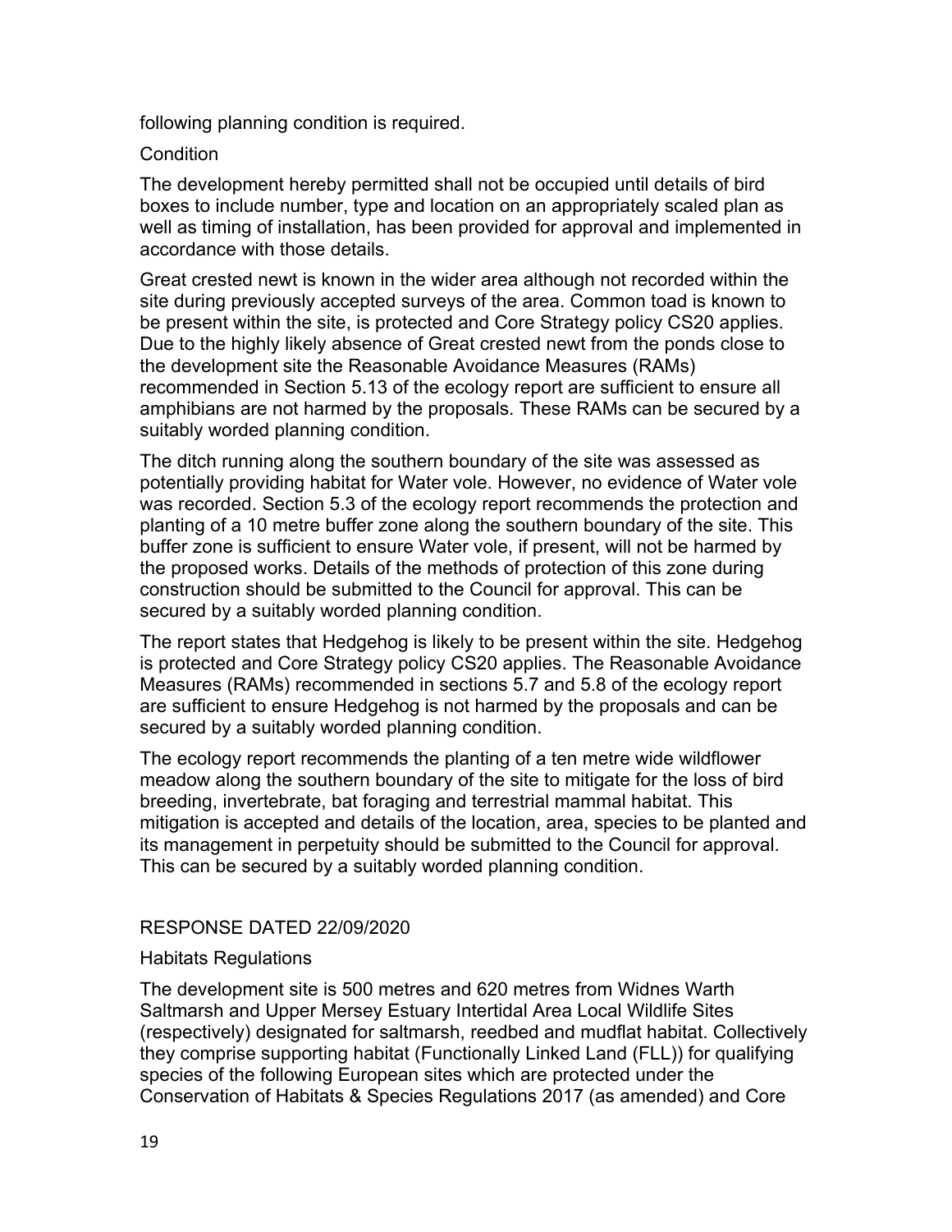following planning condition is required.

Condition

The development hereby permitted shall not be occupied until details of bird boxes to include number, type and location on an appropriately scaled plan as well as timing of installation, has been provided for approval and implemented in accordance with those details.

Great crested newt is known in the wider area although not recorded within the site during previously accepted surveys of the area. Common toad is known to be present within the site, is protected and Core Strategy policy CS20 applies. Due to the highly likely absence of Great crested newt from the ponds close to the development site the Reasonable Avoidance Measures (RAMs) recommended in Section 5.13 of the ecology report are sufficient to ensure all amphibians are not harmed by the proposals. These RAMs can be secured by a suitably worded planning condition.

The ditch running along the southern boundary of the site was assessed as potentially providing habitat for Water vole. However, no evidence of Water vole was recorded. Section 5.3 of the ecology report recommends the protection and planting of a 10 metre buffer zone along the southern boundary of the site. This buffer zone is sufficient to ensure Water vole, if present, will not be harmed by the proposed works. Details of the methods of protection of this zone during construction should be submitted to the Council for approval. This can be secured by a suitably worded planning condition.

The report states that Hedgehog is likely to be present within the site. Hedgehog is protected and Core Strategy policy CS20 applies. The Reasonable Avoidance Measures (RAMs) recommended in sections 5.7 and 5.8 of the ecology report are sufficient to ensure Hedgehog is not harmed by the proposals and can be secured by a suitably worded planning condition.

The ecology report recommends the planting of a ten metre wide wildflower meadow along the southern boundary of the site to mitigate for the loss of bird breeding, invertebrate, bat foraging and terrestrial mammal habitat. This mitigation is accepted and details of the location, area, species to be planted and its management in perpetuity should be submitted to the Council for approval. This can be secured by a suitably worded planning condition.

RESPONSE DATED 22/09/2020

Habitats Regulations

The development site is 500 metres and 620 metres from Widnes Warth Saltmarsh and Upper Mersey Estuary Intertidal Area Local Wildlife Sites (respectively) designated for saltmarsh, reedbed and mudflat habitat. Collectively they comprise supporting habitat (Functionally Linked Land (FLL)) for qualifying species of the following European sites which are protected under the Conservation of Habitats & Species Regulations 2017 (as amended) and Core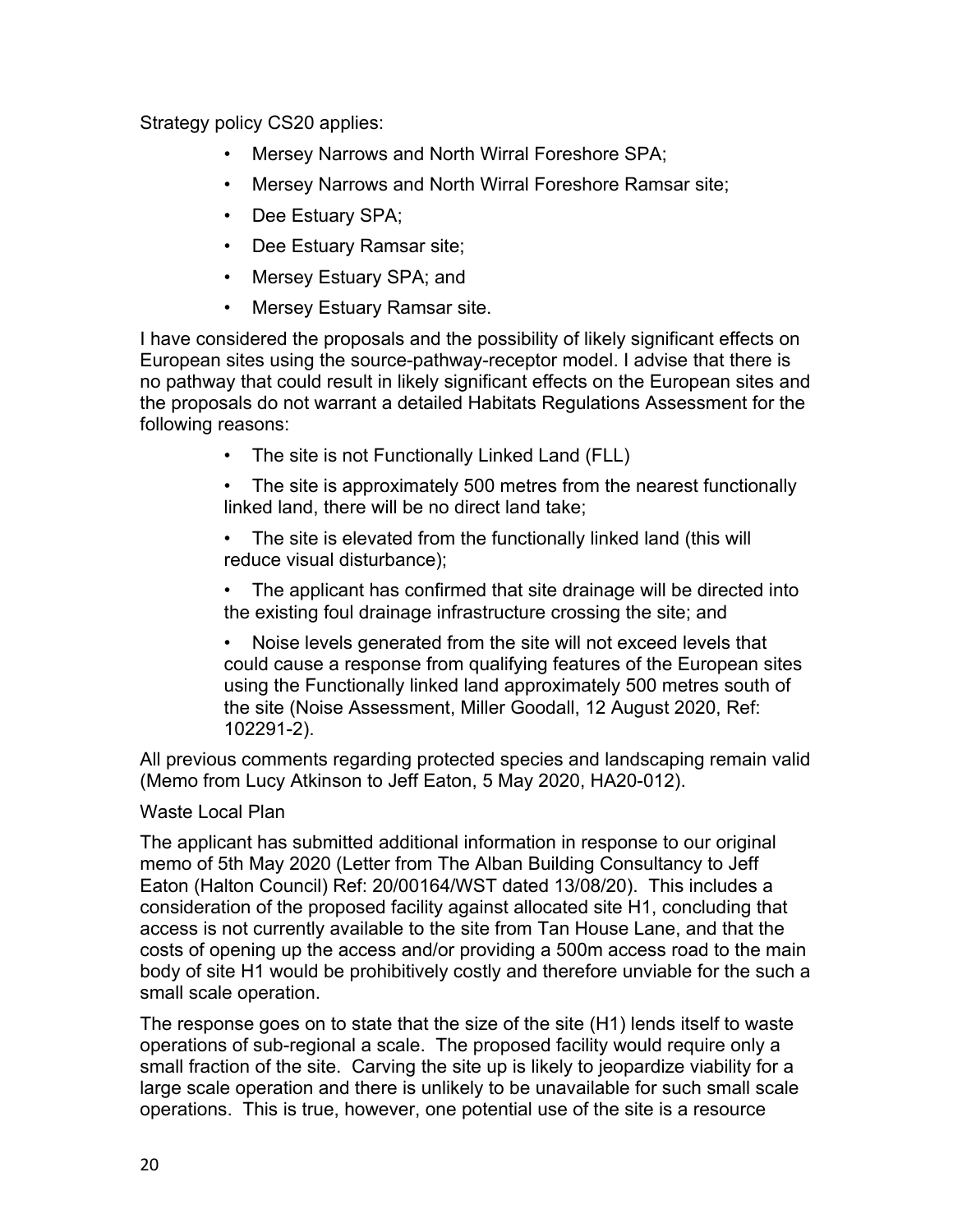Strategy policy CS20 applies:

- Mersey Narrows and North Wirral Foreshore SPA;
- Mersey Narrows and North Wirral Foreshore Ramsar site;
- Dee Estuary SPA;
- Dee Estuary Ramsar site;
- Mersey Estuary SPA; and
- Mersey Estuary Ramsar site.

I have considered the proposals and the possibility of likely significant effects on European sites using the source-pathway-receptor model. I advise that there is no pathway that could result in likely significant effects on the European sites and the proposals do not warrant a detailed Habitats Regulations Assessment for the following reasons:

- The site is not Functionally Linked Land (FLL)
- The site is approximately 500 metres from the nearest functionally linked land, there will be no direct land take;
- The site is elevated from the functionally linked land (this will reduce visual disturbance);
- The applicant has confirmed that site drainage will be directed into the existing foul drainage infrastructure crossing the site; and
- Noise levels generated from the site will not exceed levels that could cause a response from qualifying features of the European sites using the Functionally linked land approximately 500 metres south of the site (Noise Assessment, Miller Goodall, 12 August 2020, Ref: 102291-2).

All previous comments regarding protected species and landscaping remain valid (Memo from Lucy Atkinson to Jeff Eaton, 5 May 2020, HA20-012).

Waste Local Plan

The applicant has submitted additional information in response to our original memo of 5th May 2020 (Letter from The Alban Building Consultancy to Jeff Eaton (Halton Council) Ref: 20/00164/WST dated 13/08/20). This includes a consideration of the proposed facility against allocated site H1, concluding that access is not currently available to the site from Tan House Lane, and that the costs of opening up the access and/or providing a 500m access road to the main body of site H1 would be prohibitively costly and therefore unviable for the such a small scale operation.

The response goes on to state that the size of the site (H1) lends itself to waste operations of sub-regional a scale. The proposed facility would require only a small fraction of the site. Carving the site up is likely to jeopardize viability for a large scale operation and there is unlikely to be unavailable for such small scale operations. This is true, however, one potential use of the site is a resource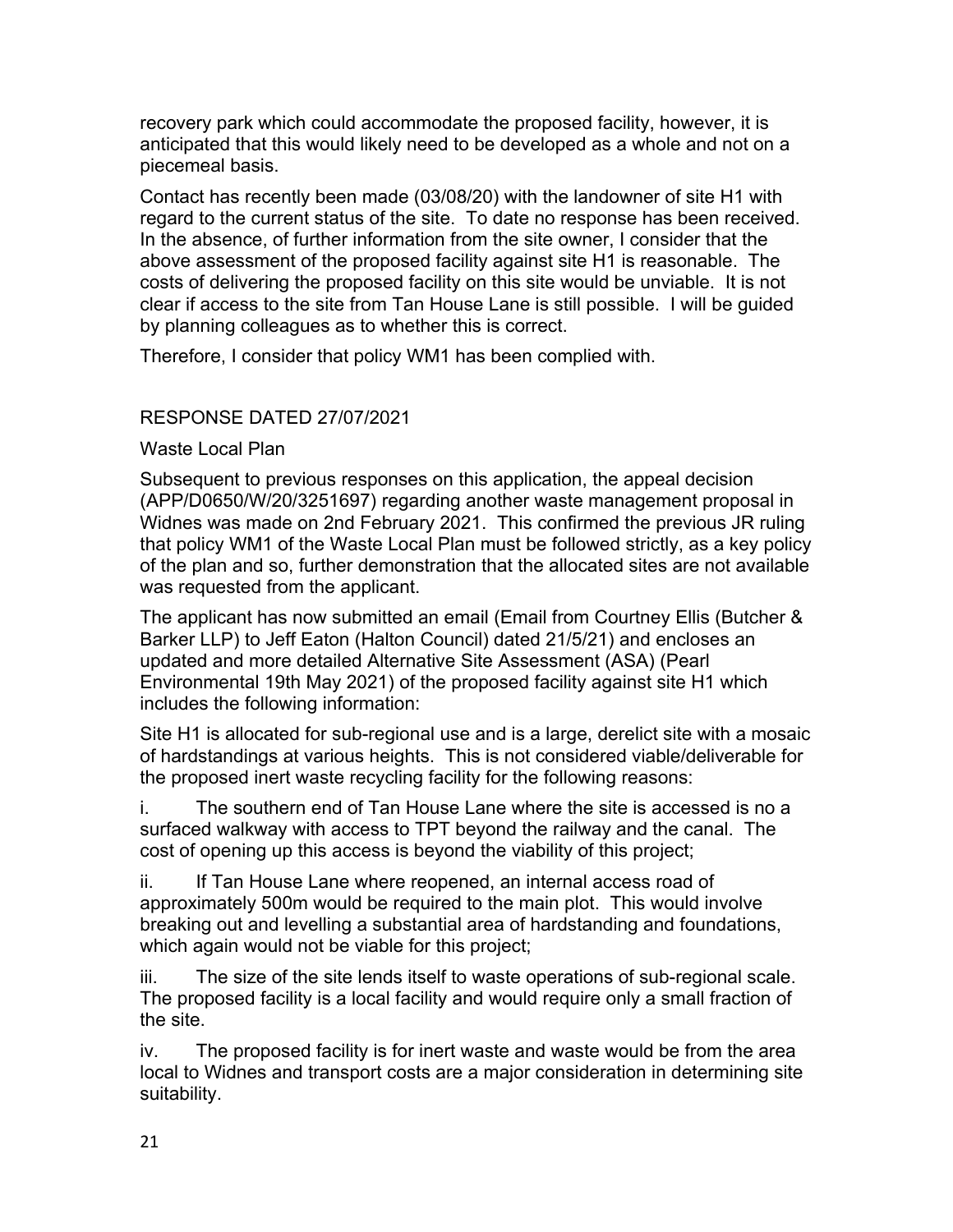recovery park which could accommodate the proposed facility, however, it is anticipated that this would likely need to be developed as a whole and not on a piecemeal basis.

Contact has recently been made (03/08/20) with the landowner of site H1 with regard to the current status of the site. To date no response has been received. In the absence, of further information from the site owner, I consider that the above assessment of the proposed facility against site H1 is reasonable. The costs of delivering the proposed facility on this site would be unviable. It is not clear if access to the site from Tan House Lane is still possible. I will be guided by planning colleagues as to whether this is correct.

Therefore, I consider that policy WM1 has been complied with.

RESPONSE DATED 27/07/2021

Waste Local Plan

Subsequent to previous responses on this application, the appeal decision (APP/D0650/W/20/3251697) regarding another waste management proposal in Widnes was made on 2nd February 2021. This confirmed the previous JR ruling that policy WM1 of the Waste Local Plan must be followed strictly, as a key policy of the plan and so, further demonstration that the allocated sites are not available was requested from the applicant.

The applicant has now submitted an email (Email from Courtney Ellis (Butcher & Barker LLP) to Jeff Eaton (Halton Council) dated 21/5/21) and encloses an updated and more detailed Alternative Site Assessment (ASA) (Pearl Environmental 19th May 2021) of the proposed facility against site H1 which includes the following information:

Site H1 is allocated for sub-regional use and is a large, derelict site with a mosaic of hardstandings at various heights. This is not considered viable/deliverable for the proposed inert waste recycling facility for the following reasons:

i. The southern end of Tan House Lane where the site is accessed is no a surfaced walkway with access to TPT beyond the railway and the canal. The cost of opening up this access is beyond the viability of this project;

ii. If Tan House Lane where reopened, an internal access road of approximately 500m would be required to the main plot. This would involve breaking out and levelling a substantial area of hardstanding and foundations, which again would not be viable for this project;

iii. The size of the site lends itself to waste operations of sub-regional scale. The proposed facility is a local facility and would require only a small fraction of the site.

iv. The proposed facility is for inert waste and waste would be from the area local to Widnes and transport costs are a major consideration in determining site suitability.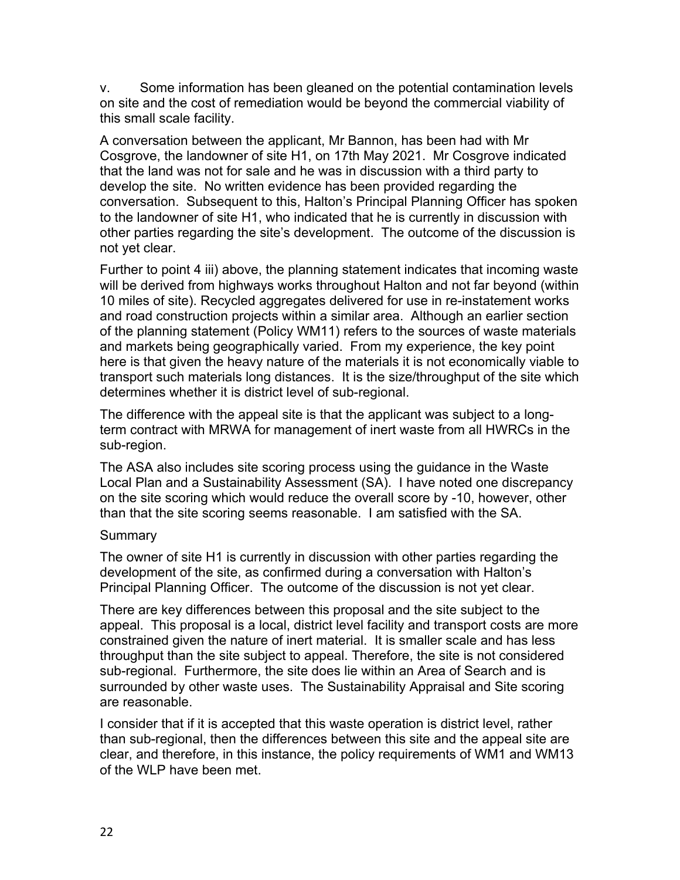v. Some information has been gleaned on the potential contamination levels on site and the cost of remediation would be beyond the commercial viability of this small scale facility.

A conversation between the applicant, Mr Bannon, has been had with Mr Cosgrove, the landowner of site H1, on 17th May 2021. Mr Cosgrove indicated that the land was not for sale and he was in discussion with a third party to develop the site. No written evidence has been provided regarding the conversation. Subsequent to this, Halton's Principal Planning Officer has spoken to the landowner of site H1, who indicated that he is currently in discussion with other parties regarding the site's development. The outcome of the discussion is not yet clear.

Further to point 4 iii) above, the planning statement indicates that incoming waste will be derived from highways works throughout Halton and not far beyond (within 10 miles of site). Recycled aggregates delivered for use in re-instatement works and road construction projects within a similar area. Although an earlier section of the planning statement (Policy WM11) refers to the sources of waste materials and markets being geographically varied. From my experience, the key point here is that given the heavy nature of the materials it is not economically viable to transport such materials long distances. It is the size/throughput of the site which determines whether it is district level of sub-regional.

The difference with the appeal site is that the applicant was subject to a long-term contract with MRWA for management of inert waste from all HWRCs in the sub-region.

The ASA also includes site scoring process using the guidance in the Waste Local Plan and a Sustainability Assessment (SA). I have noted one discrepancy on the site scoring which would reduce the overall score by -10, however, other than that the site scoring seems reasonable. I am satisfied with the SA.

Summary

The owner of site H1 is currently in discussion with other parties regarding the development of the site, as confirmed during a conversation with Halton's Principal Planning Officer. The outcome of the discussion is not yet clear.

There are key differences between this proposal and the site subject to the appeal. This proposal is a local, district level facility and transport costs are more constrained given the nature of inert material. It is smaller scale and has less throughput than the site subject to appeal. Therefore, the site is not considered sub-regional. Furthermore, the site does lie within an Area of Search and is surrounded by other waste uses. The Sustainability Appraisal and Site scoring are reasonable.

I consider that if it is accepted that this waste operation is district level, rather than sub-regional, then the differences between this site and the appeal site are clear, and therefore, in this instance, the policy requirements of WM1 and WM13 of the WLP have been met.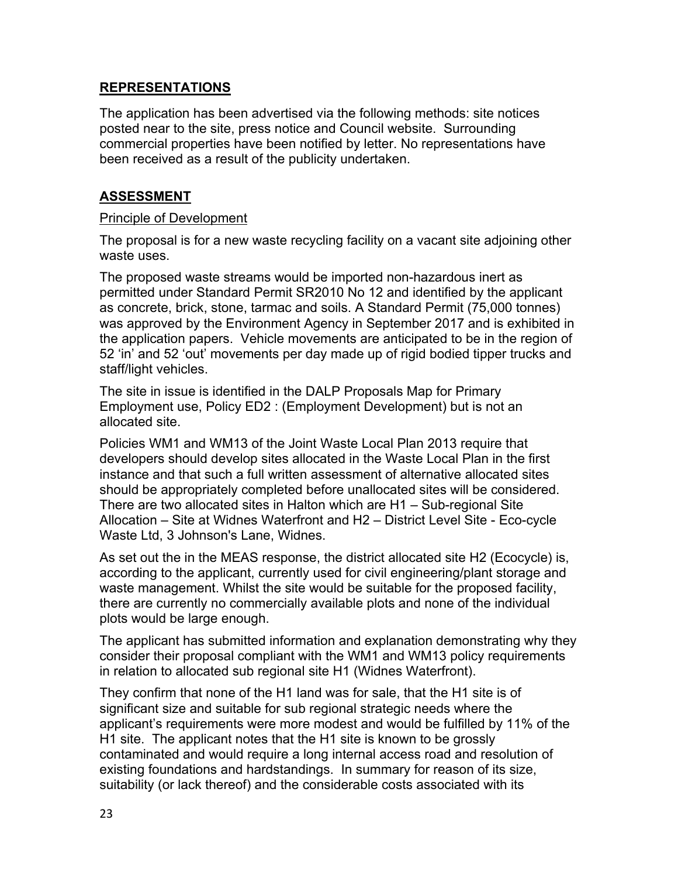## REPRESENTATIONS

The application has been advertised via the following methods: site notices posted near to the site, press notice and Council website. Surrounding commercial properties have been notified by letter. No representations have been received as a result of the publicity undertaken.

## ASSESSMENT

### Principle of Development

The proposal is for a new waste recycling facility on a vacant site adjoining other waste uses.

The proposed waste streams would be imported non-hazardous inert as permitted under Standard Permit SR2010 No 12 and identified by the applicant as concrete, brick, stone, tarmac and soils. A Standard Permit (75,000 tonnes) was approved by the Environment Agency in September 2017 and is exhibited in the application papers. Vehicle movements are anticipated to be in the region of 52 'in' and 52 'out' movements per day made up of rigid bodied tipper trucks and staff/light vehicles.

The site in issue is identified in the DALP Proposals Map for Primary Employment use, Policy ED2 : (Employment Development) but is not an allocated site.

Policies WM1 and WM13 of the Joint Waste Local Plan 2013 require that developers should develop sites allocated in the Waste Local Plan in the first instance and that such a full written assessment of alternative allocated sites should be appropriately completed before unallocated sites will be considered. There are two allocated sites in Halton which are H1 – Sub-regional Site Allocation – Site at Widnes Waterfront and H2 – District Level Site - Eco-cycle Waste Ltd, 3 Johnson's Lane, Widnes.

As set out the in the MEAS response, the district allocated site H2 (Ecocycle) is, according to the applicant, currently used for civil engineering/plant storage and waste management. Whilst the site would be suitable for the proposed facility, there are currently no commercially available plots and none of the individual plots would be large enough.

The applicant has submitted information and explanation demonstrating why they consider their proposal compliant with the WM1 and WM13 policy requirements in relation to allocated sub regional site H1 (Widnes Waterfront).

They confirm that none of the H1 land was for sale, that the H1 site is of significant size and suitable for sub regional strategic needs where the applicant's requirements were more modest and would be fulfilled by 11% of the H1 site. The applicant notes that the H1 site is known to be grossly contaminated and would require a long internal access road and resolution of existing foundations and hardstandings. In summary for reason of its size, suitability (or lack thereof) and the considerable costs associated with its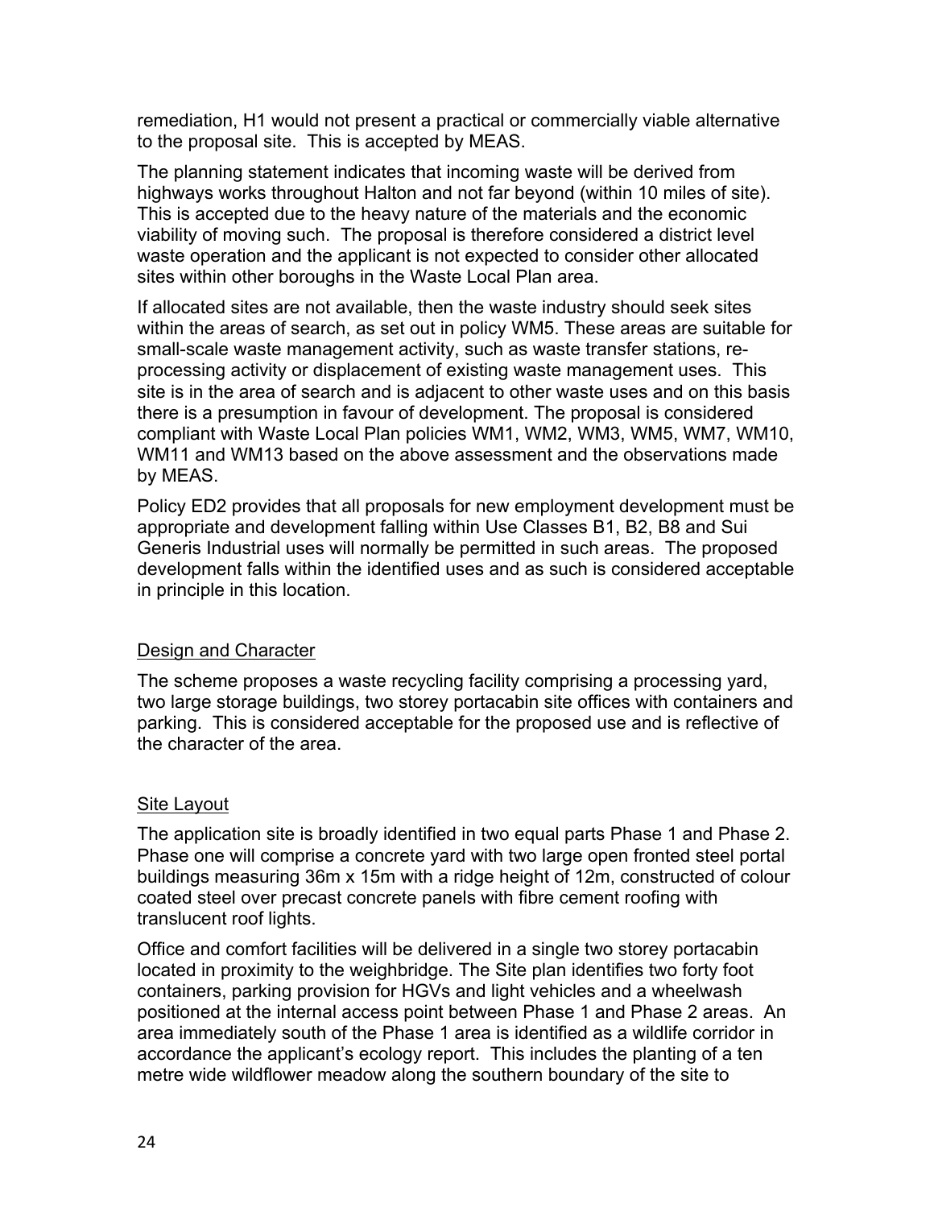remediation, H1 would not present a practical or commercially viable alternative to the proposal site. This is accepted by MEAS.

The planning statement indicates that incoming waste will be derived from highways works throughout Halton and not far beyond (within 10 miles of site). This is accepted due to the heavy nature of the materials and the economic viability of moving such. The proposal is therefore considered a district level waste operation and the applicant is not expected to consider other allocated sites within other boroughs in the Waste Local Plan area.

If allocated sites are not available, then the waste industry should seek sites within the areas of search, as set out in policy WM5. These areas are suitable for small-scale waste management activity, such as waste transfer stations, re-processing activity or displacement of existing waste management uses. This site is in the area of search and is adjacent to other waste uses and on this basis there is a presumption in favour of development. The proposal is considered compliant with Waste Local Plan policies WM1, WM2, WM3, WM5, WM7, WM10, WM11 and WM13 based on the above assessment and the observations made by MEAS.

Policy ED2 provides that all proposals for new employment development must be appropriate and development falling within Use Classes B1, B2, B8 and Sui Generis Industrial uses will normally be permitted in such areas. The proposed development falls within the identified uses and as such is considered acceptable in principle in this location.

## Design and Character

The scheme proposes a waste recycling facility comprising a processing yard, two large storage buildings, two storey portacabin site offices with containers and parking. This is considered acceptable for the proposed use and is reflective of the character of the area.

## Site Layout

The application site is broadly identified in two equal parts Phase 1 and Phase 2. Phase one will comprise a concrete yard with two large open fronted steel portal buildings measuring 36m x 15m with a ridge height of 12m, constructed of colour coated steel over precast concrete panels with fibre cement roofing with translucent roof lights.

Office and comfort facilities will be delivered in a single two storey portacabin located in proximity to the weighbridge. The Site plan identifies two forty foot containers, parking provision for HGVs and light vehicles and a wheelwash positioned at the internal access point between Phase 1 and Phase 2 areas. An area immediately south of the Phase 1 area is identified as a wildlife corridor in accordance the applicant's ecology report. This includes the planting of a ten metre wide wildflower meadow along the southern boundary of the site to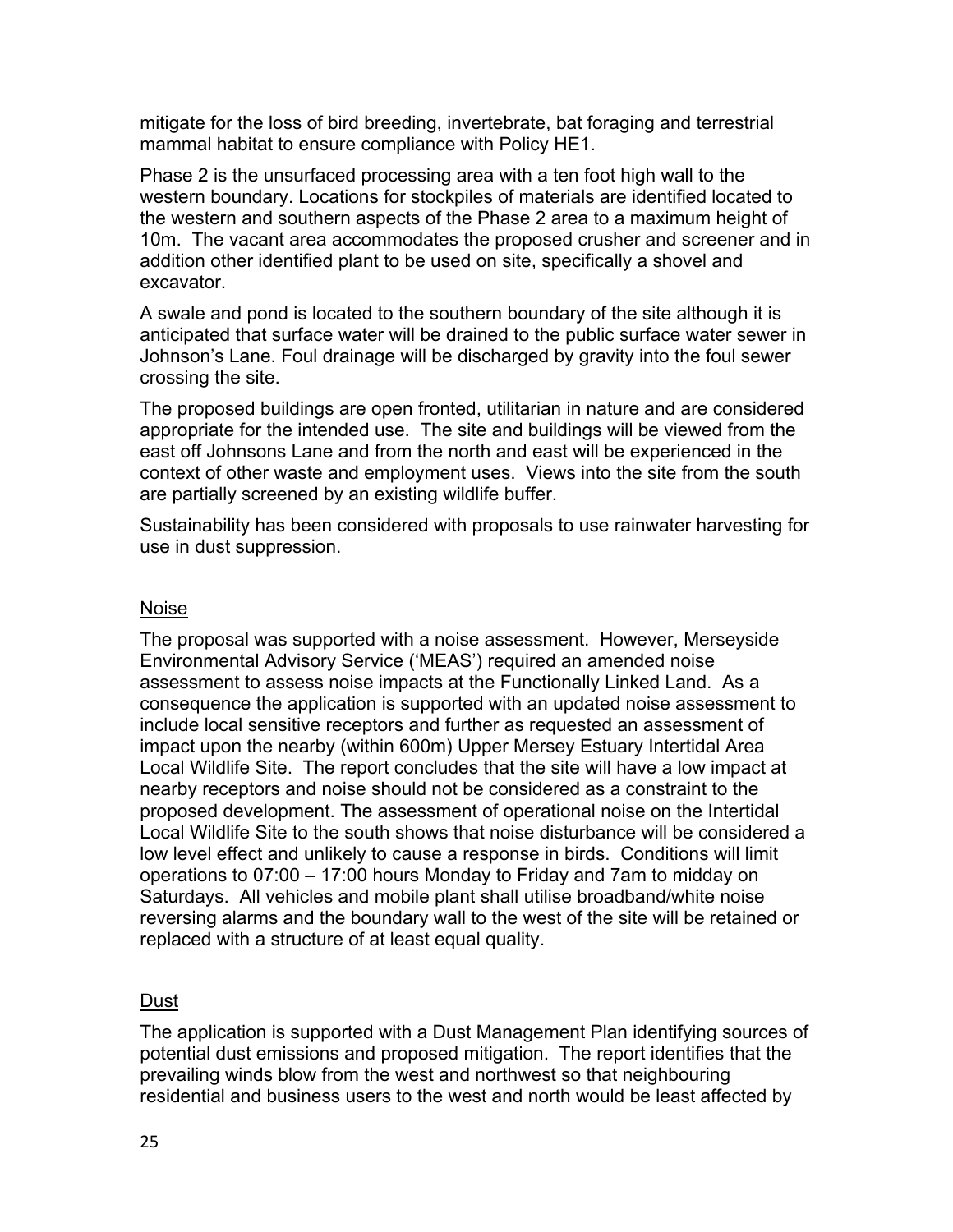mitigate for the loss of bird breeding, invertebrate, bat foraging and terrestrial mammal habitat to ensure compliance with Policy HE1.

Phase 2 is the unsurfaced processing area with a ten foot high wall to the western boundary. Locations for stockpiles of materials are identified located to the western and southern aspects of the Phase 2 area to a maximum height of 10m. The vacant area accommodates the proposed crusher and screener and in addition other identified plant to be used on site, specifically a shovel and excavator.

A swale and pond is located to the southern boundary of the site although it is anticipated that surface water will be drained to the public surface water sewer in Johnson's Lane. Foul drainage will be discharged by gravity into the foul sewer crossing the site.

The proposed buildings are open fronted, utilitarian in nature and are considered appropriate for the intended use. The site and buildings will be viewed from the east off Johnsons Lane and from the north and east will be experienced in the context of other waste and employment uses. Views into the site from the south are partially screened by an existing wildlife buffer.

Sustainability has been considered with proposals to use rainwater harvesting for use in dust suppression.

## Noise

The proposal was supported with a noise assessment. However, Merseyside Environmental Advisory Service ('MEAS') required an amended noise assessment to assess noise impacts at the Functionally Linked Land. As a consequence the application is supported with an updated noise assessment to include local sensitive receptors and further as requested an assessment of impact upon the nearby (within 600m) Upper Mersey Estuary Intertidal Area Local Wildlife Site. The report concludes that the site will have a low impact at nearby receptors and noise should not be considered as a constraint to the proposed development. The assessment of operational noise on the Intertidal Local Wildlife Site to the south shows that noise disturbance will be considered a low level effect and unlikely to cause a response in birds. Conditions will limit operations to 07:00 – 17:00 hours Monday to Friday and 7am to midday on Saturdays. All vehicles and mobile plant shall utilise broadband/white noise reversing alarms and the boundary wall to the west of the site will be retained or replaced with a structure of at least equal quality.

## Dust

The application is supported with a Dust Management Plan identifying sources of potential dust emissions and proposed mitigation. The report identifies that the prevailing winds blow from the west and northwest so that neighbouring residential and business users to the west and north would be least affected by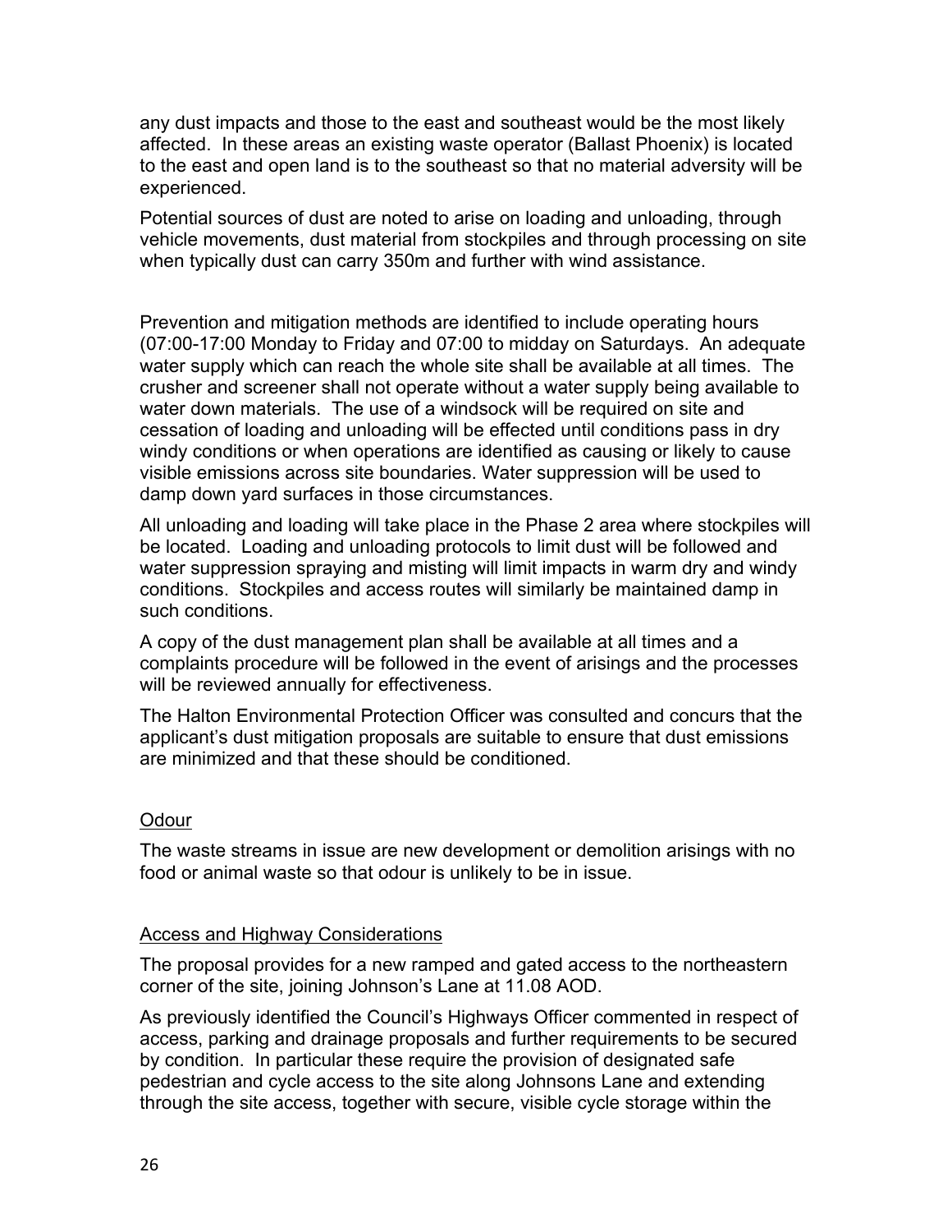any dust impacts and those to the east and southeast would be the most likely affected. In these areas an existing waste operator (Ballast Phoenix) is located to the east and open land is to the southeast so that no material adversity will be experienced.

Potential sources of dust are noted to arise on loading and unloading, through vehicle movements, dust material from stockpiles and through processing on site when typically dust can carry 350m and further with wind assistance.

Prevention and mitigation methods are identified to include operating hours (07:00-17:00 Monday to Friday and 07:00 to midday on Saturdays. An adequate water supply which can reach the whole site shall be available at all times. The crusher and screener shall not operate without a water supply being available to water down materials. The use of a windsock will be required on site and cessation of loading and unloading will be effected until conditions pass in dry windy conditions or when operations are identified as causing or likely to cause visible emissions across site boundaries. Water suppression will be used to damp down yard surfaces in those circumstances.

All unloading and loading will take place in the Phase 2 area where stockpiles will be located. Loading and unloading protocols to limit dust will be followed and water suppression spraying and misting will limit impacts in warm dry and windy conditions. Stockpiles and access routes will similarly be maintained damp in such conditions.

A copy of the dust management plan shall be available at all times and a complaints procedure will be followed in the event of arisings and the processes will be reviewed annually for effectiveness.

The Halton Environmental Protection Officer was consulted and concurs that the applicant's dust mitigation proposals are suitable to ensure that dust emissions are minimized and that these should be conditioned.

Odour

The waste streams in issue are new development or demolition arisings with no food or animal waste so that odour is unlikely to be in issue.

Access and Highway Considerations

The proposal provides for a new ramped and gated access to the northeastern corner of the site, joining Johnson's Lane at 11.08 AOD.

As previously identified the Council's Highways Officer commented in respect of access, parking and drainage proposals and further requirements to be secured by condition. In particular these require the provision of designated safe pedestrian and cycle access to the site along Johnsons Lane and extending through the site access, together with secure, visible cycle storage within the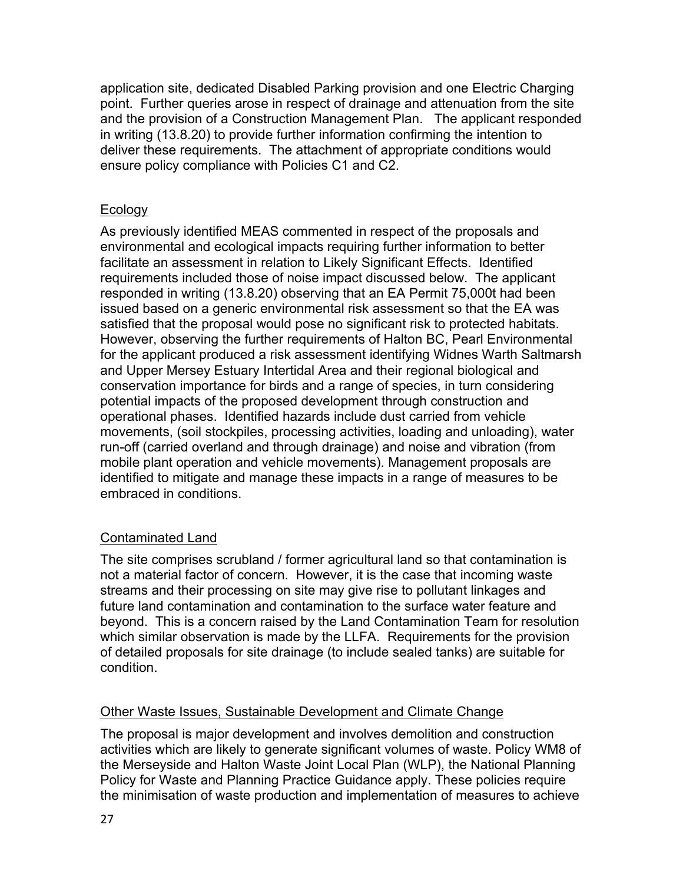application site, dedicated Disabled Parking provision and one Electric Charging point. Further queries arose in respect of drainage and attenuation from the site and the provision of a Construction Management Plan. The applicant responded in writing (13.8.20) to provide further information confirming the intention to deliver these requirements. The attachment of appropriate conditions would ensure policy compliance with Policies C1 and C2.

### Ecology

As previously identified MEAS commented in respect of the proposals and environmental and ecological impacts requiring further information to better facilitate an assessment in relation to Likely Significant Effects. Identified requirements included those of noise impact discussed below. The applicant responded in writing (13.8.20) observing that an EA Permit 75,000t had been issued based on a generic environmental risk assessment so that the EA was satisfied that the proposal would pose no significant risk to protected habitats. However, observing the further requirements of Halton BC, Pearl Environmental for the applicant produced a risk assessment identifying Widnes Warth Saltmarsh and Upper Mersey Estuary Intertidal Area and their regional biological and conservation importance for birds and a range of species, in turn considering potential impacts of the proposed development through construction and operational phases. Identified hazards include dust carried from vehicle movements, (soil stockpiles, processing activities, loading and unloading), water run-off (carried overland and through drainage) and noise and vibration (from mobile plant operation and vehicle movements). Management proposals are identified to mitigate and manage these impacts in a range of measures to be embraced in conditions.

### Contaminated Land

The site comprises scrubland / former agricultural land so that contamination is not a material factor of concern. However, it is the case that incoming waste streams and their processing on site may give rise to pollutant linkages and future land contamination and contamination to the surface water feature and beyond. This is a concern raised by the Land Contamination Team for resolution which similar observation is made by the LLFA. Requirements for the provision of detailed proposals for site drainage (to include sealed tanks) are suitable for condition.

### Other Waste Issues, Sustainable Development and Climate Change

The proposal is major development and involves demolition and construction activities which are likely to generate significant volumes of waste. Policy WM8 of the Merseyside and Halton Waste Joint Local Plan (WLP), the National Planning Policy for Waste and Planning Practice Guidance apply. These policies require the minimisation of waste production and implementation of measures to achieve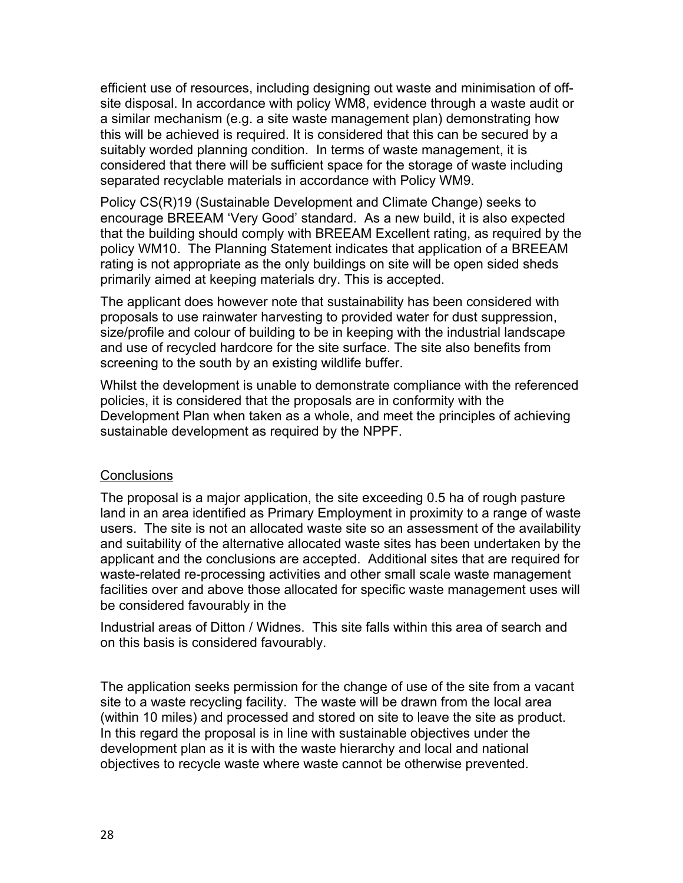efficient use of resources, including designing out waste and minimisation of off-site disposal. In accordance with policy WM8, evidence through a waste audit or a similar mechanism (e.g. a site waste management plan) demonstrating how this will be achieved is required. It is considered that this can be secured by a suitably worded planning condition. In terms of waste management, it is considered that there will be sufficient space for the storage of waste including separated recyclable materials in accordance with Policy WM9.

Policy CS(R)19 (Sustainable Development and Climate Change) seeks to encourage BREEAM 'Very Good' standard. As a new build, it is also expected that the building should comply with BREEAM Excellent rating, as required by the policy WM10. The Planning Statement indicates that application of a BREEAM rating is not appropriate as the only buildings on site will be open sided sheds primarily aimed at keeping materials dry. This is accepted.

The applicant does however note that sustainability has been considered with proposals to use rainwater harvesting to provided water for dust suppression, size/profile and colour of building to be in keeping with the industrial landscape and use of recycled hardcore for the site surface. The site also benefits from screening to the south by an existing wildlife buffer.

Whilst the development is unable to demonstrate compliance with the referenced policies, it is considered that the proposals are in conformity with the Development Plan when taken as a whole, and meet the principles of achieving sustainable development as required by the NPPF.

## Conclusions

The proposal is a major application, the site exceeding 0.5 ha of rough pasture land in an area identified as Primary Employment in proximity to a range of waste users. The site is not an allocated waste site so an assessment of the availability and suitability of the alternative allocated waste sites has been undertaken by the applicant and the conclusions are accepted. Additional sites that are required for waste-related re-processing activities and other small scale waste management facilities over and above those allocated for specific waste management uses will be considered favourably in the

Industrial areas of Ditton / Widnes. This site falls within this area of search and on this basis is considered favourably.

The application seeks permission for the change of use of the site from a vacant site to a waste recycling facility. The waste will be drawn from the local area (within 10 miles) and processed and stored on site to leave the site as product. In this regard the proposal is in line with sustainable objectives under the development plan as it is with the waste hierarchy and local and national objectives to recycle waste where waste cannot be otherwise prevented.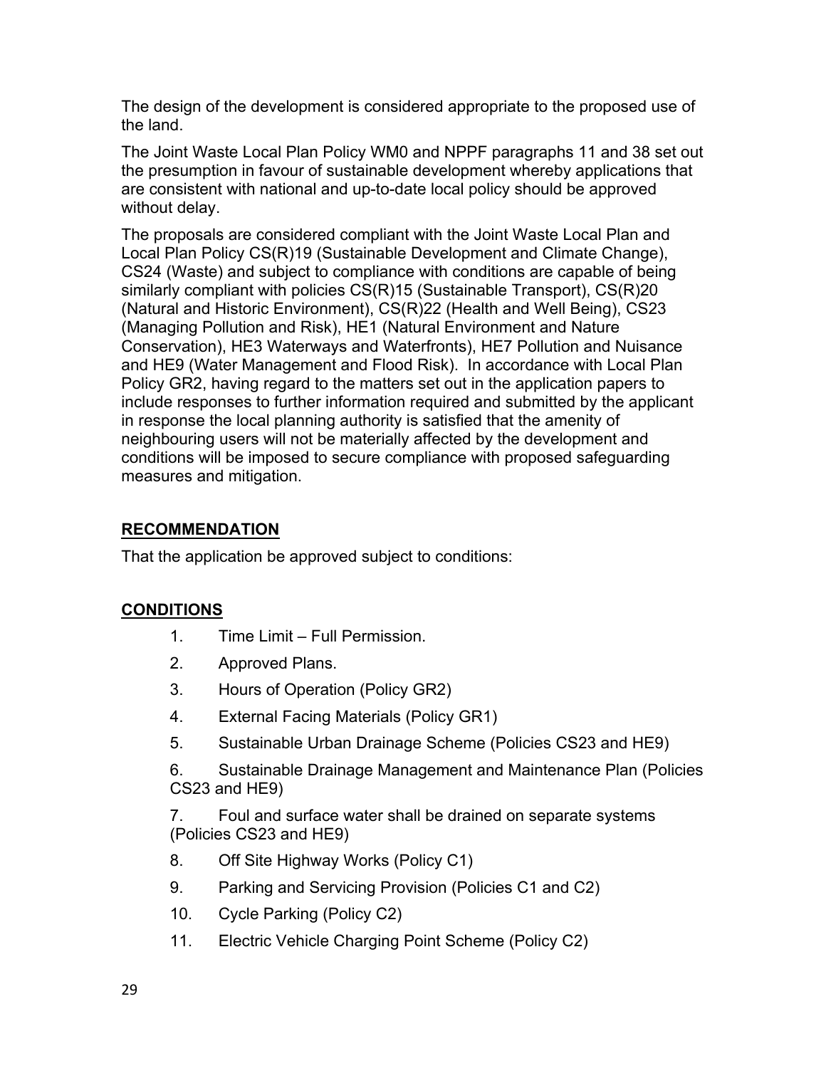The design of the development is considered appropriate to the proposed use of the land.

The Joint Waste Local Plan Policy WM0 and NPPF paragraphs 11 and 38 set out the presumption in favour of sustainable development whereby applications that are consistent with national and up-to-date local policy should be approved without delay.

The proposals are considered compliant with the Joint Waste Local Plan and Local Plan Policy CS(R)19 (Sustainable Development and Climate Change), CS24 (Waste) and subject to compliance with conditions are capable of being similarly compliant with policies CS(R)15 (Sustainable Transport), CS(R)20 (Natural and Historic Environment), CS(R)22 (Health and Well Being), CS23 (Managing Pollution and Risk), HE1 (Natural Environment and Nature Conservation), HE3 Waterways and Waterfronts), HE7 Pollution and Nuisance and HE9 (Water Management and Flood Risk). In accordance with Local Plan Policy GR2, having regard to the matters set out in the application papers to include responses to further information required and submitted by the applicant in response the local planning authority is satisfied that the amenity of neighbouring users will not be materially affected by the development and conditions will be imposed to secure compliance with proposed safeguarding measures and mitigation.

**RECOMMENDATION**

That the application be approved subject to conditions:

**CONDITIONS**

1. Time Limit – Full Permission.
2. Approved Plans.
3. Hours of Operation (Policy GR2)
4. External Facing Materials (Policy GR1)
5. Sustainable Urban Drainage Scheme (Policies CS23 and HE9)
6. Sustainable Drainage Management and Maintenance Plan (Policies CS23 and HE9)
7. Foul and surface water shall be drained on separate systems (Policies CS23 and HE9)
8. Off Site Highway Works (Policy C1)
9. Parking and Servicing Provision (Policies C1 and C2)
10. Cycle Parking (Policy C2)
11. Electric Vehicle Charging Point Scheme (Policy C2)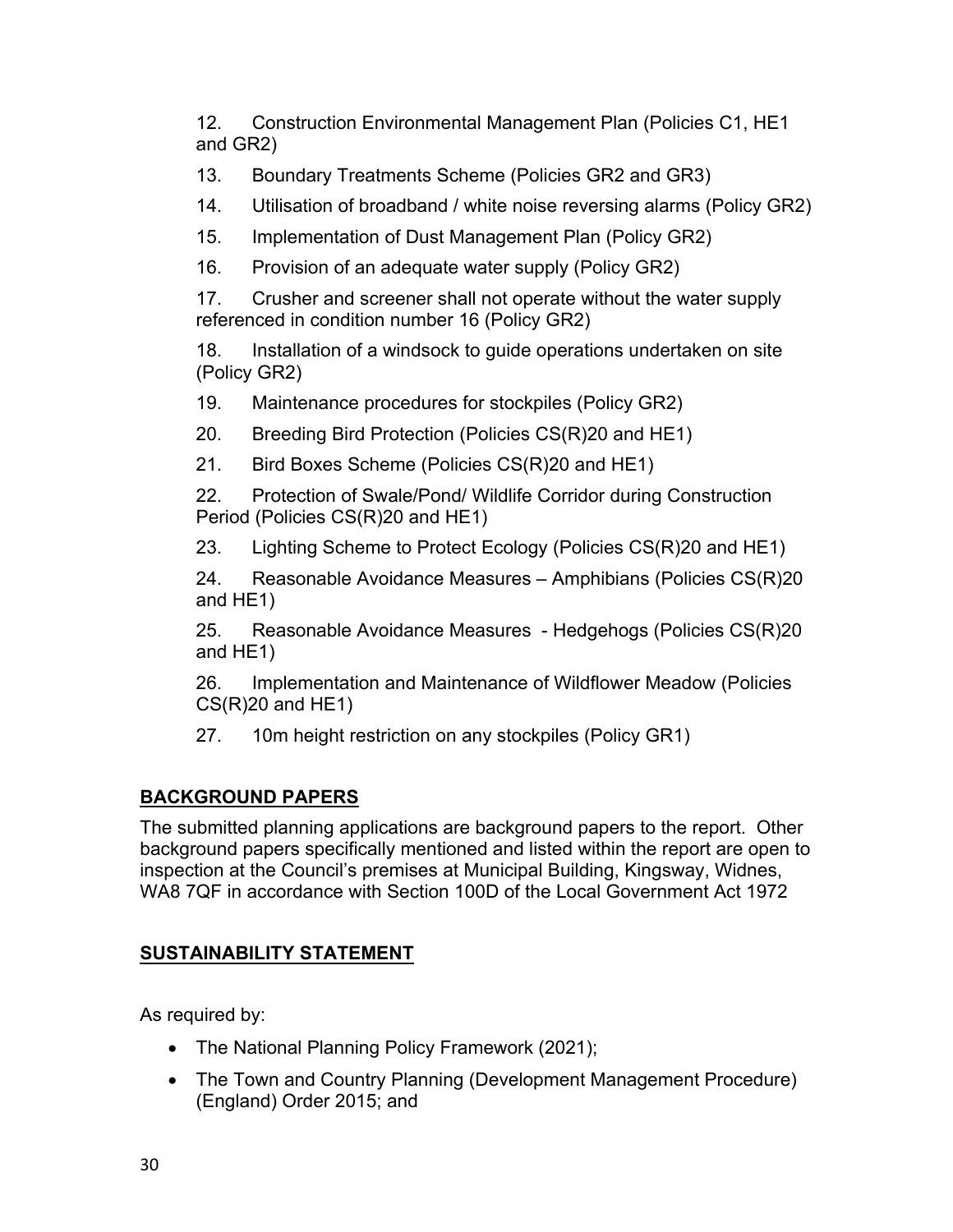12. Construction Environmental Management Plan (Policies C1, HE1 and GR2)

13. Boundary Treatments Scheme (Policies GR2 and GR3)

14. Utilisation of broadband / white noise reversing alarms (Policy GR2)

15. Implementation of Dust Management Plan (Policy GR2)

16. Provision of an adequate water supply (Policy GR2)

17. Crusher and screener shall not operate without the water supply referenced in condition number 16 (Policy GR2)

18. Installation of a windsock to guide operations undertaken on site (Policy GR2)

19. Maintenance procedures for stockpiles (Policy GR2)

20. Breeding Bird Protection (Policies CS(R)20 and HE1)

21. Bird Boxes Scheme (Policies CS(R)20 and HE1)

22. Protection of Swale/Pond/ Wildlife Corridor during Construction Period (Policies CS(R)20 and HE1)

23. Lighting Scheme to Protect Ecology (Policies CS(R)20 and HE1)

24. Reasonable Avoidance Measures – Amphibians (Policies CS(R)20 and HE1)

25. Reasonable Avoidance Measures - Hedgehogs (Policies CS(R)20 and HE1)

26. Implementation and Maintenance of Wildflower Meadow (Policies CS(R)20 and HE1)

27. 10m height restriction on any stockpiles (Policy GR1)

## BACKGROUND PAPERS

The submitted planning applications are background papers to the report. Other background papers specifically mentioned and listed within the report are open to inspection at the Council's premises at Municipal Building, Kingsway, Widnes, WA8 7QF in accordance with Section 100D of the Local Government Act 1972

## SUSTAINABILITY STATEMENT

As required by:

- The National Planning Policy Framework (2021);
- The Town and Country Planning (Development Management Procedure) (England) Order 2015; and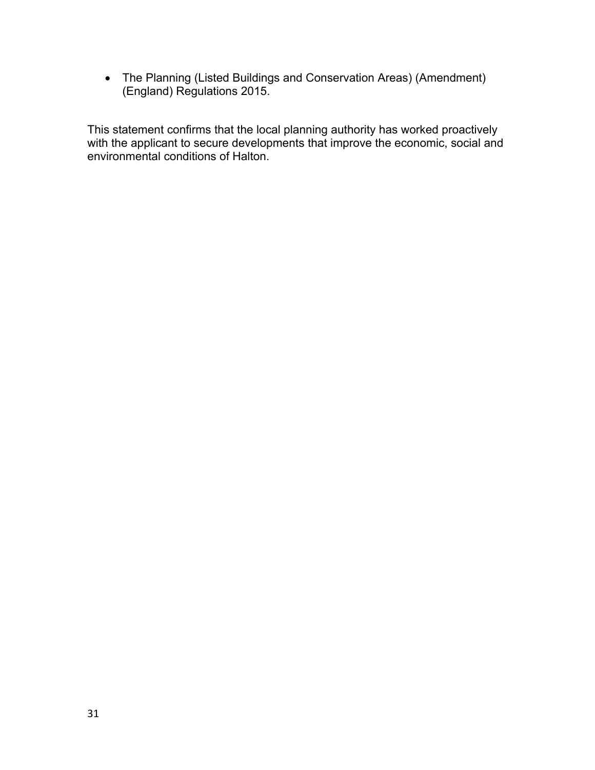- The Planning (Listed Buildings and Conservation Areas) (Amendment) (England) Regulations 2015.

This statement confirms that the local planning authority has worked proactively with the applicant to secure developments that improve the economic, social and environmental conditions of Halton.